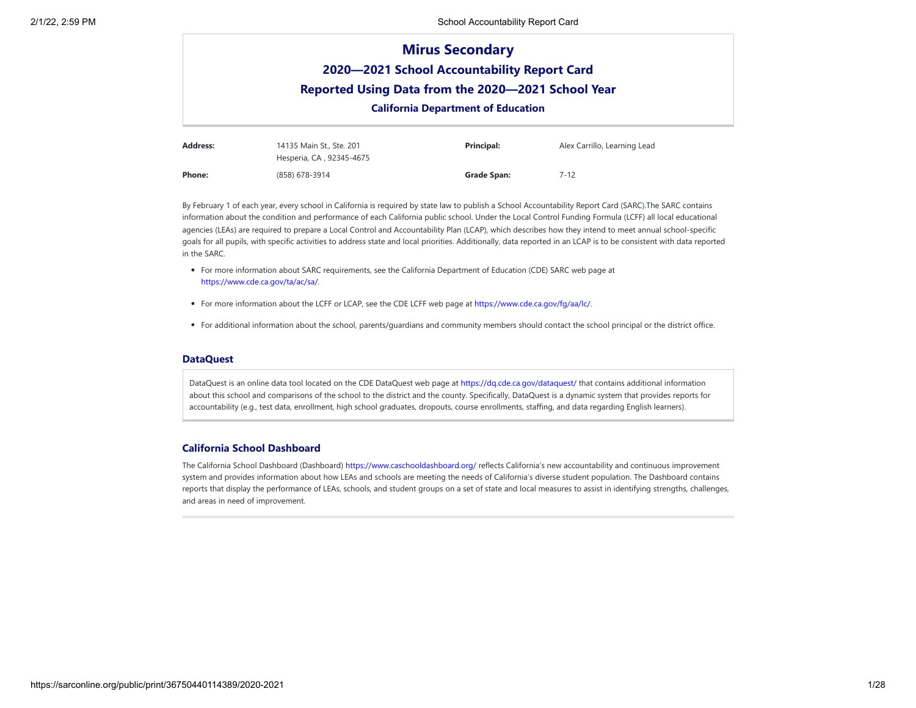# Mirus Secondary

## 2020—2021 School Accountability Report Card

## Reported Using Data from the 2020—2021 School Year

### California Department of Education

| | | | |
|---|---|---|---|
| **Address:** | 14135 Main St., Ste. 201 Hesperia, CA , 92345-4675 | **Principal:** | Alex Carrillo, Learning Lead |
| **Phone:** | (858) 678-3914 | **Grade Span:** | 7-12 |

By February 1 of each year, every school in California is required by state law to publish a School Accountability Report Card (SARC).The SARC contains information about the condition and performance of each California public school. Under the Local Control Funding Formula (LCFF) all local educational agencies (LEAs) are required to prepare a Local Control and Accountability Plan (LCAP), which describes how they intend to meet annual school-specific goals for all pupils, with specific activities to address state and local priorities. Additionally, data reported in an LCAP is to be consistent with data reported in the SARC.

- For more information about SARC requirements, see the California Department of Education (CDE) SARC web page at https://www.cde.ca.gov/ta/ac/sa/.
- For more information about the LCFF or LCAP, see the CDE LCFF web page at https://www.cde.ca.gov/fg/aa/lc/.
- For additional information about the school, parents/guardians and community members should contact the school principal or the district office.

### DataQuest

DataQuest is an online data tool located on the CDE DataQuest web page at https://dq.cde.ca.gov/dataquest/ that contains additional information about this school and comparisons of the school to the district and the county. Specifically, DataQuest is a dynamic system that provides reports for accountability (e.g., test data, enrollment, high school graduates, dropouts, course enrollments, staffing, and data regarding English learners).

### California School Dashboard

The California School Dashboard (Dashboard) https://www.caschooldashboard.org/ reflects California's new accountability and continuous improvement system and provides information about how LEAs and schools are meeting the needs of California's diverse student population. The Dashboard contains reports that display the performance of LEAs, schools, and student groups on a set of state and local measures to assist in identifying strengths, challenges, and areas in need of improvement.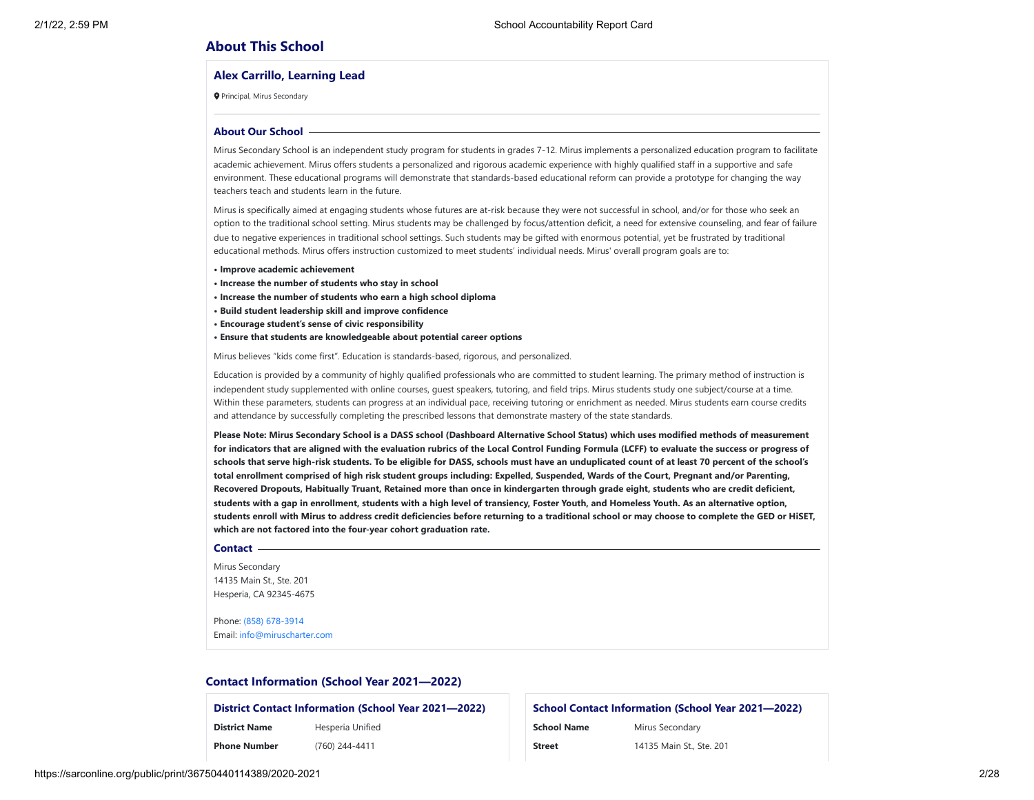## About This School

### Alex Carrillo, Learning Lead

Principal, Mirus Secondary

#### About Our School

Mirus Secondary School is an independent study program for students in grades 7-12. Mirus implements a personalized education program to facilitate academic achievement. Mirus offers students a personalized and rigorous academic experience with highly qualified staff in a supportive and safe environment. These educational programs will demonstrate that standards-based educational reform can provide a prototype for changing the way teachers teach and students learn in the future.

Mirus is specifically aimed at engaging students whose futures are at-risk because they were not successful in school, and/or for those who seek an option to the traditional school setting. Mirus students may be challenged by focus/attention deficit, a need for extensive counseling, and fear of failure due to negative experiences in traditional school settings. Such students may be gifted with enormous potential, yet be frustrated by traditional educational methods. Mirus offers instruction customized to meet students' individual needs. Mirus' overall program goals are to:

- **Improve academic achievement**
- **Increase the number of students who stay in school**
- **Increase the number of students who earn a high school diploma**
- **Build student leadership skill and improve confidence**
- **Encourage student's sense of civic responsibility**
- **Ensure that students are knowledgeable about potential career options**

Mirus believes "kids come first". Education is standards-based, rigorous, and personalized.

Education is provided by a community of highly qualified professionals who are committed to student learning. The primary method of instruction is independent study supplemented with online courses, guest speakers, tutoring, and field trips. Mirus students study one subject/course at a time. Within these parameters, students can progress at an individual pace, receiving tutoring or enrichment as needed. Mirus students earn course credits and attendance by successfully completing the prescribed lessons that demonstrate mastery of the state standards.

**Please Note: Mirus Secondary School is a DASS school (Dashboard Alternative School Status) which uses modified methods of measurement for indicators that are aligned with the evaluation rubrics of the Local Control Funding Formula (LCFF) to evaluate the success or progress of schools that serve high-risk students. To be eligible for DASS, schools must have an unduplicated count of at least 70 percent of the school's total enrollment comprised of high risk student groups including: Expelled, Suspended, Wards of the Court, Pregnant and/or Parenting, Recovered Dropouts, Habitually Truant, Retained more than once in kindergarten through grade eight, students who are credit deficient, students with a gap in enrollment, students with a high level of transiency, Foster Youth, and Homeless Youth. As an alternative option, students enroll with Mirus to address credit deficiencies before returning to a traditional school or may choose to complete the GED or HiSET, which are not factored into the four-year cohort graduation rate.**

#### Contact

Mirus Secondary
14135 Main St., Ste. 201
Hesperia, CA 92345-4675

Phone: (858) 678-3914
Email: info@miruscharter.com

## Contact Information (School Year 2021—2022)

### District Contact Information (School Year 2021—2022)

| | |
|---|---|
| **District Name** | Hesperia Unified |
| **Phone Number** | (760) 244-4411 |

### School Contact Information (School Year 2021—2022)

| | |
|---|---|
| **School Name** | Mirus Secondary |
| **Street** | 14135 Main St., Ste. 201 |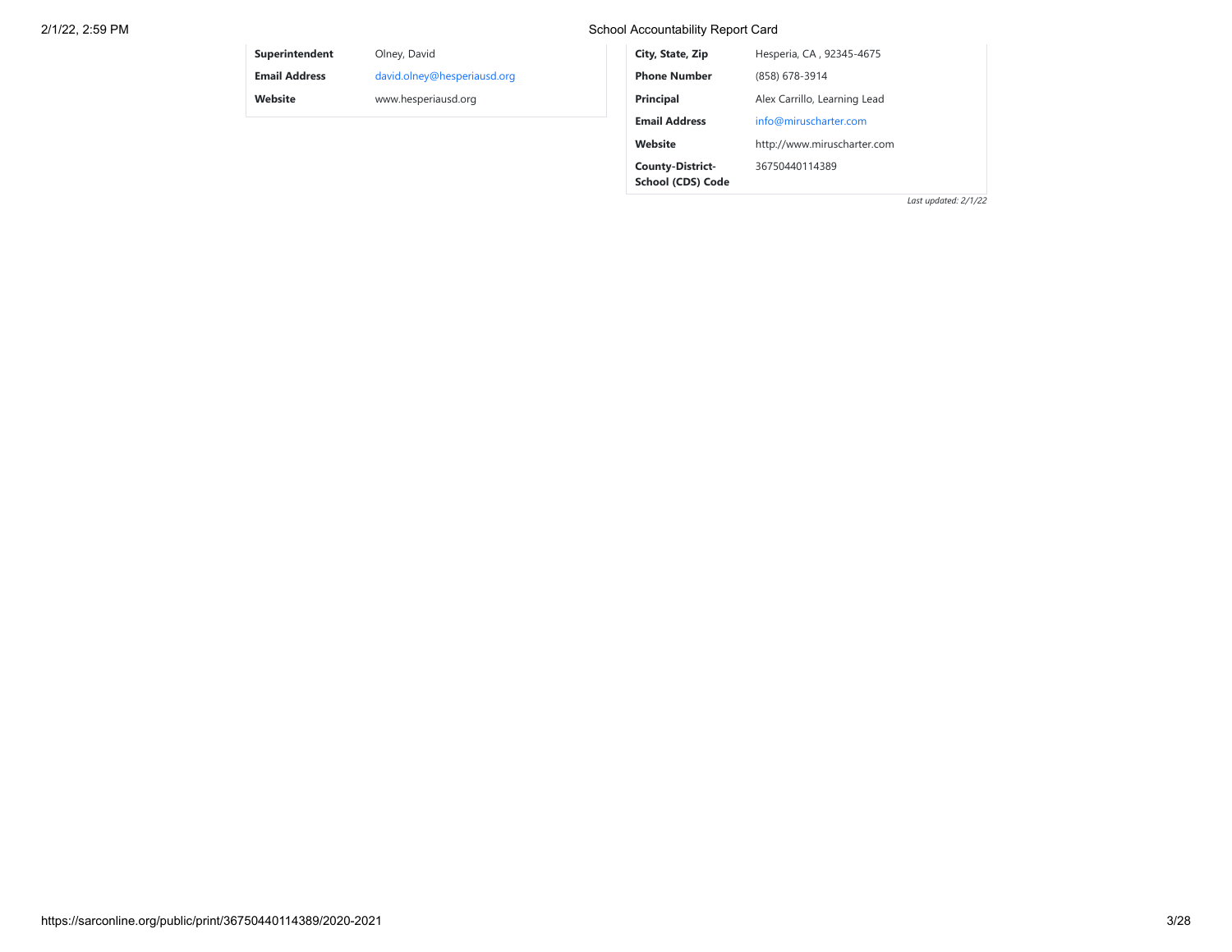| | |
|---|---|
| **Superintendent** | Olney, David |
| **Email Address** | david.olney@hesperiausd.org |
| **Website** | www.hesperiausd.org |

| | |
|---|---|
| **City, State, Zip** | Hesperia, CA , 92345-4675 |
| **Phone Number** | (858) 678-3914 |
| **Principal** | Alex Carrillo, Learning Lead |
| **Email Address** | info@miruscharter.com |
| **Website** | http://www.miruscharter.com |
| **County-District-School (CDS) Code** | 36750440114389 |

*Last updated: 2/1/22*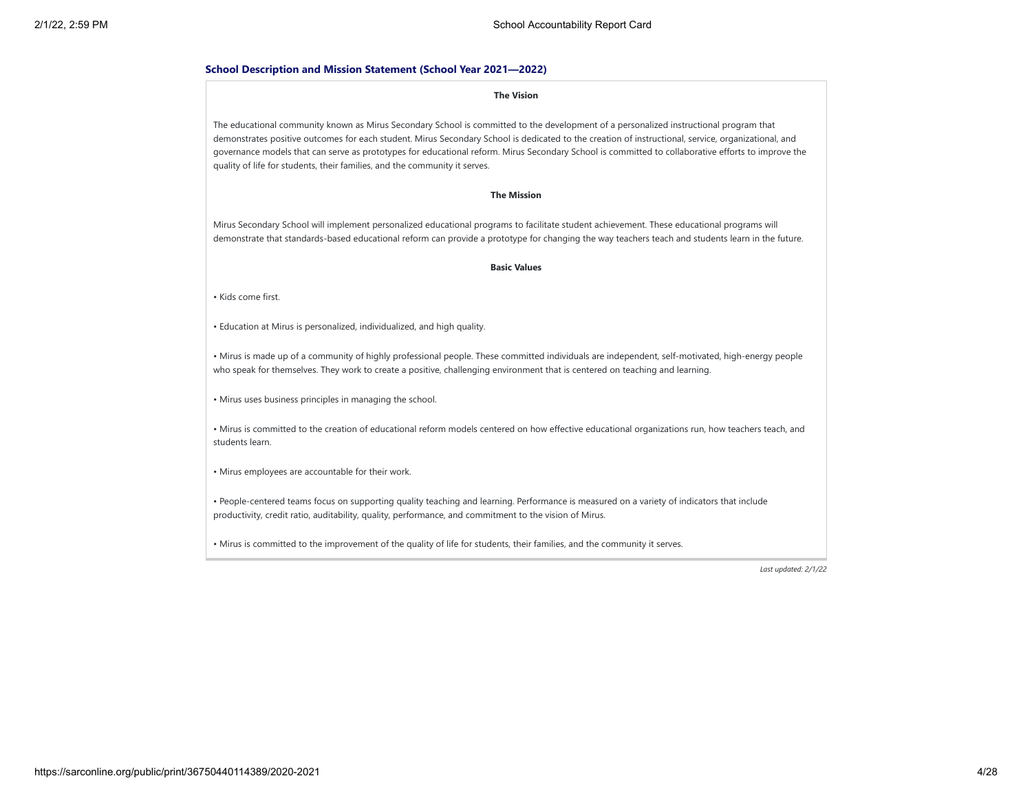## School Description and Mission Statement (School Year 2021—2022)

**The Vision**

The educational community known as Mirus Secondary School is committed to the development of a personalized instructional program that demonstrates positive outcomes for each student. Mirus Secondary School is dedicated to the creation of instructional, service, organizational, and governance models that can serve as prototypes for educational reform. Mirus Secondary School is committed to collaborative efforts to improve the quality of life for students, their families, and the community it serves.

**The Mission**

Mirus Secondary School will implement personalized educational programs to facilitate student achievement. These educational programs will demonstrate that standards-based educational reform can provide a prototype for changing the way teachers teach and students learn in the future.

**Basic Values**

• Kids come first.

• Education at Mirus is personalized, individualized, and high quality.

• Mirus is made up of a community of highly professional people. These committed individuals are independent, self-motivated, high-energy people who speak for themselves. They work to create a positive, challenging environment that is centered on teaching and learning.

• Mirus uses business principles in managing the school.

• Mirus is committed to the creation of educational reform models centered on how effective educational organizations run, how teachers teach, and students learn.

• Mirus employees are accountable for their work.

• People-centered teams focus on supporting quality teaching and learning. Performance is measured on a variety of indicators that include productivity, credit ratio, auditability, quality, performance, and commitment to the vision of Mirus.

• Mirus is committed to the improvement of the quality of life for students, their families, and the community it serves.

*Last updated: 2/1/22*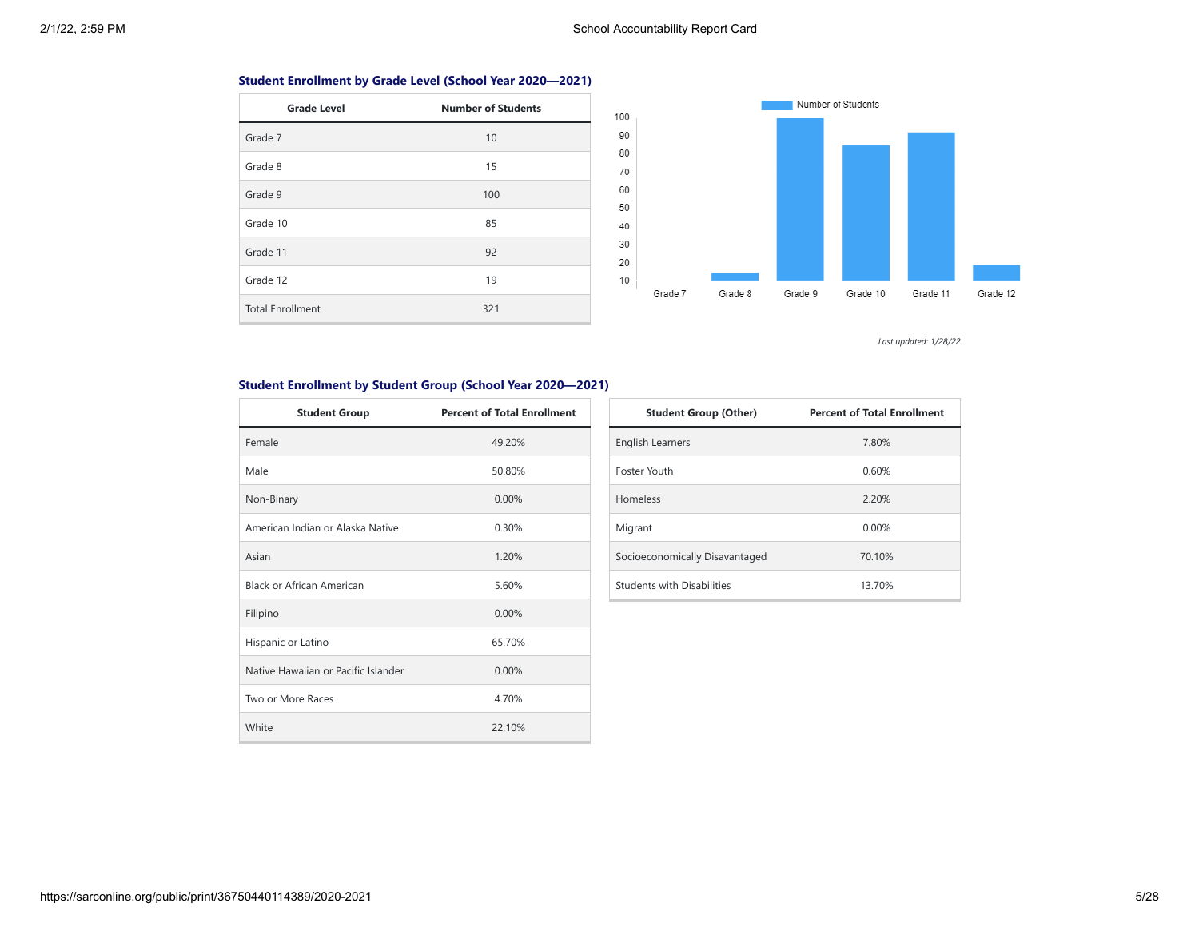### Student Enrollment by Grade Level (School Year 2020—2021)

| Grade Level | Number of Students |
|---|---|
| Grade 7 | 10 |
| Grade 8 | 15 |
| Grade 9 | 100 |
| Grade 10 | 85 |
| Grade 11 | 92 |
| Grade 12 | 19 |
| Total Enrollment | 321 |

*Last updated: 1/28/22*

### Student Enrollment by Student Group (School Year 2020—2021)

| Student Group | Percent of Total Enrollment |
|---|---|
| Female | 49.20% |
| Male | 50.80% |
| Non-Binary | 0.00% |
| American Indian or Alaska Native | 0.30% |
| Asian | 1.20% |
| Black or African American | 5.60% |
| Filipino | 0.00% |
| Hispanic or Latino | 65.70% |
| Native Hawaiian or Pacific Islander | 0.00% |
| Two or More Races | 4.70% |
| White | 22.10% |

| Student Group (Other) | Percent of Total Enrollment |
|---|---|
| English Learners | 7.80% |
| Foster Youth | 0.60% |
| Homeless | 2.20% |
| Migrant | 0.00% |
| Socioeconomically Disavantaged | 70.10% |
| Students with Disabilities | 13.70% |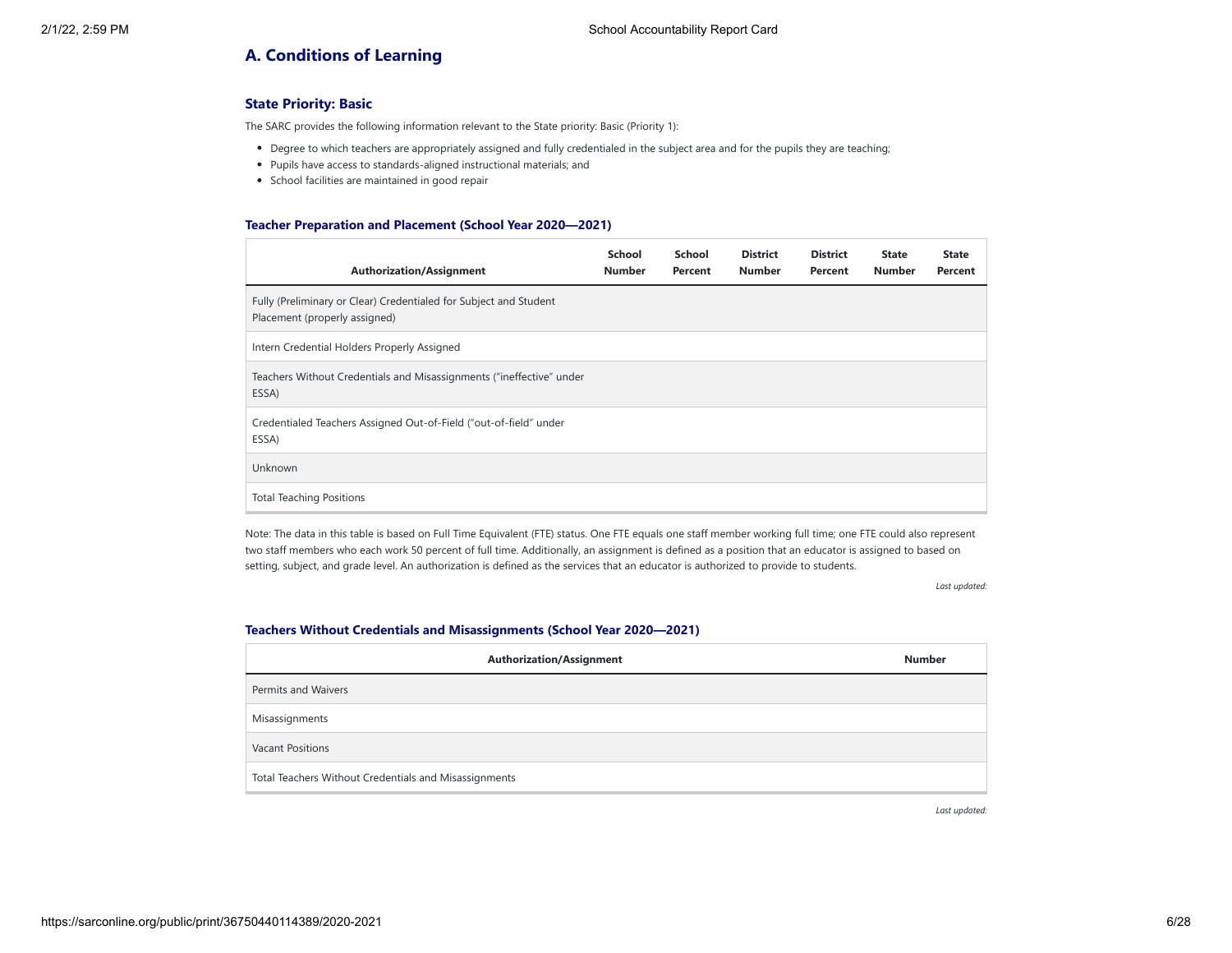## A. Conditions of Learning

### State Priority: Basic

The SARC provides the following information relevant to the State priority: Basic (Priority 1):

- Degree to which teachers are appropriately assigned and fully credentialed in the subject area and for the pupils they are teaching;
- Pupils have access to standards-aligned instructional materials; and
- School facilities are maintained in good repair

#### Teacher Preparation and Placement (School Year 2020—2021)

| Authorization/Assignment | School Number | School Percent | District Number | District Percent | State Number | State Percent |
|---|---|---|---|---|---|---|
| Fully (Preliminary or Clear) Credentialed for Subject and Student Placement (properly assigned) | | | | | | |
| Intern Credential Holders Properly Assigned | | | | | | |
| Teachers Without Credentials and Misassignments ("ineffective" under ESSA) | | | | | | |
| Credentialed Teachers Assigned Out-of-Field ("out-of-field" under ESSA) | | | | | | |
| Unknown | | | | | | |
| Total Teaching Positions | | | | | | |

Note: The data in this table is based on Full Time Equivalent (FTE) status. One FTE equals one staff member working full time; one FTE could also represent two staff members who each work 50 percent of full time. Additionally, an assignment is defined as a position that an educator is assigned to based on setting, subject, and grade level. An authorization is defined as the services that an educator is authorized to provide to students.

*Last updated:*

#### Teachers Without Credentials and Misassignments (School Year 2020—2021)

| Authorization/Assignment | Number |
|---|---|
| Permits and Waivers | |
| Misassignments | |
| Vacant Positions | |
| Total Teachers Without Credentials and Misassignments | |

*Last updated:*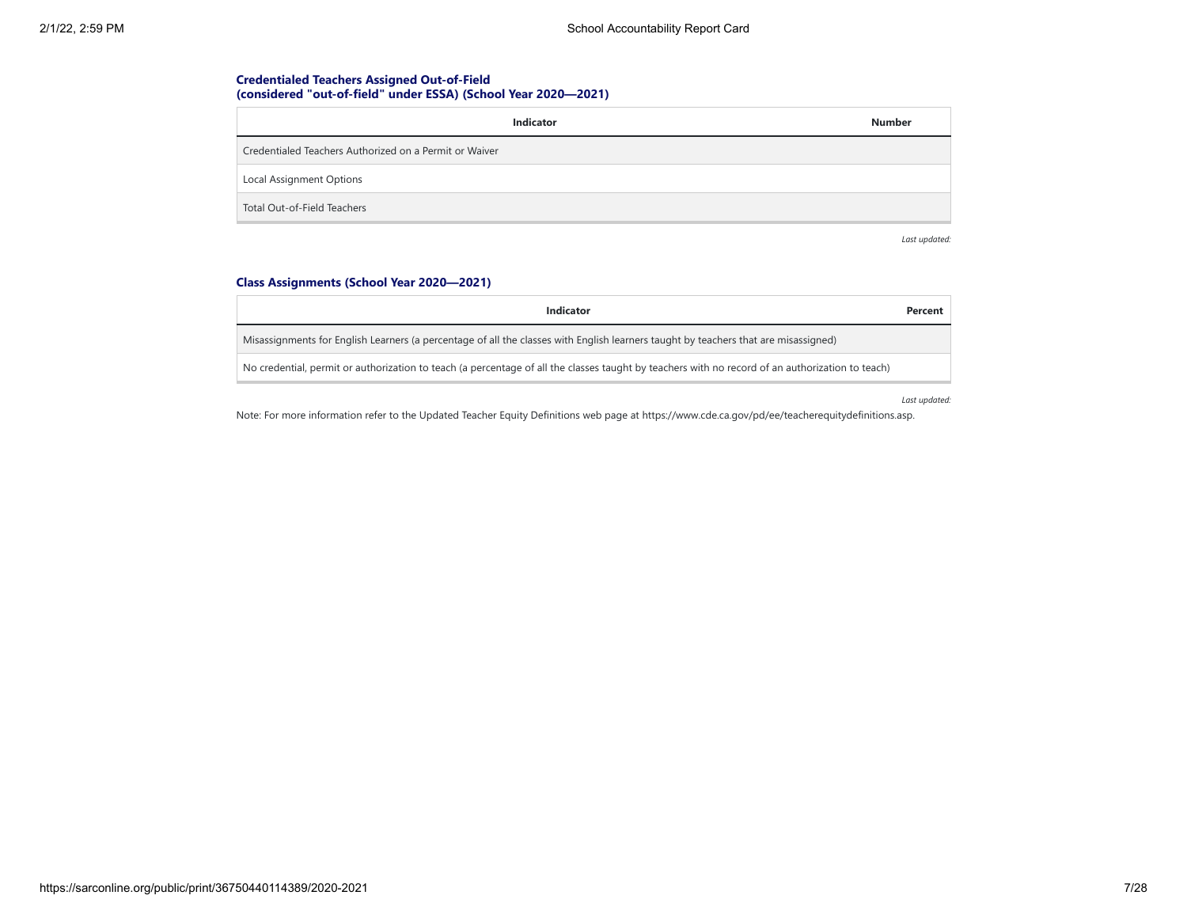### Credentialed Teachers Assigned Out-of-Field (considered "out-of-field" under ESSA) (School Year 2020—2021)

| Indicator | Number |
| --- | --- |
| Credentialed Teachers Authorized on a Permit or Waiver | |
| Local Assignment Options | |
| Total Out-of-Field Teachers | |

*Last updated:*

### Class Assignments (School Year 2020—2021)

| Indicator | Percent |
| --- | --- |
| Misassignments for English Learners (a percentage of all the classes with English learners taught by teachers that are misassigned) | |
| No credential, permit or authorization to teach (a percentage of all the classes taught by teachers with no record of an authorization to teach) | |

*Last updated:*

Note: For more information refer to the Updated Teacher Equity Definitions web page at https://www.cde.ca.gov/pd/ee/teacherequitydefinitions.asp.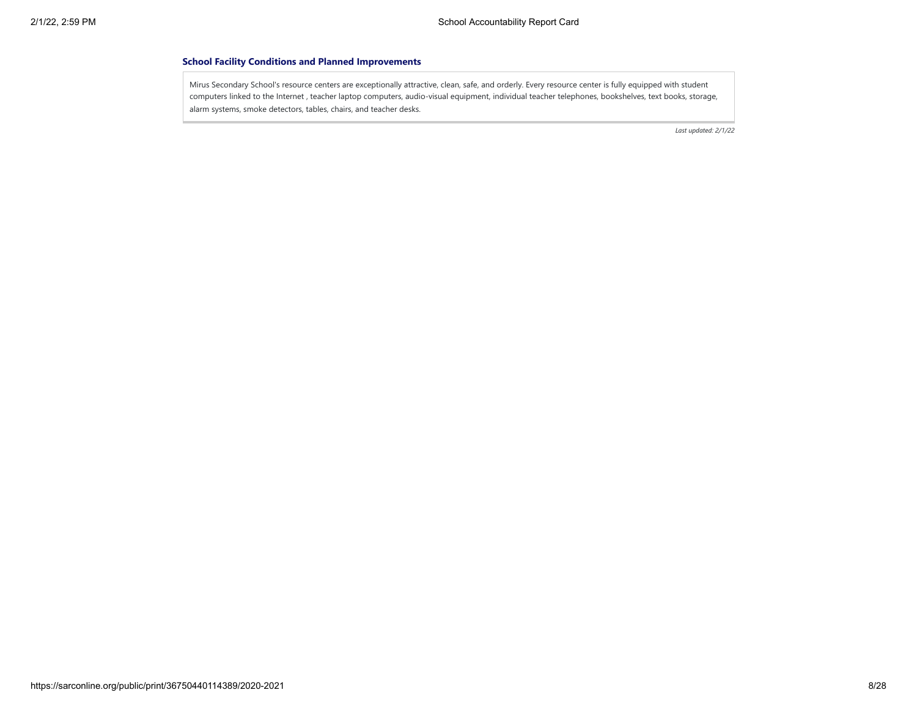### School Facility Conditions and Planned Improvements

Mirus Secondary School's resource centers are exceptionally attractive, clean, safe, and orderly. Every resource center is fully equipped with student computers linked to the Internet , teacher laptop computers, audio-visual equipment, individual teacher telephones, bookshelves, text books, storage, alarm systems, smoke detectors, tables, chairs, and teacher desks.

*Last updated: 2/1/22*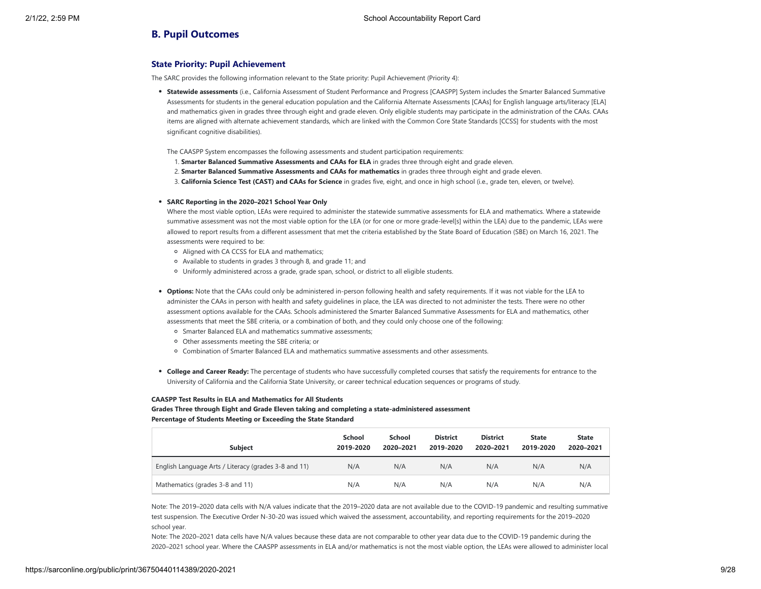## B. Pupil Outcomes

### State Priority: Pupil Achievement

The SARC provides the following information relevant to the State priority: Pupil Achievement (Priority 4):

- **Statewide assessments** (i.e., California Assessment of Student Performance and Progress [CAASPP] System includes the Smarter Balanced Summative Assessments for students in the general education population and the California Alternate Assessments [CAAs] for English language arts/literacy [ELA] and mathematics given in grades three through eight and grade eleven. Only eligible students may participate in the administration of the CAAs. CAAs items are aligned with alternate achievement standards, which are linked with the Common Core State Standards [CCSS] for students with the most significant cognitive disabilities).

  The CAASPP System encompasses the following assessments and student participation requirements:
  1. **Smarter Balanced Summative Assessments and CAAs for ELA** in grades three through eight and grade eleven.
  2. **Smarter Balanced Summative Assessments and CAAs for mathematics** in grades three through eight and grade eleven.
  3. **California Science Test (CAST) and CAAs for Science** in grades five, eight, and once in high school (i.e., grade ten, eleven, or twelve).

- **SARC Reporting in the 2020–2021 School Year Only**
  Where the most viable option, LEAs were required to administer the statewide summative assessments for ELA and mathematics. Where a statewide summative assessment was not the most viable option for the LEA (or for one or more grade-level[s] within the LEA) due to the pandemic, LEAs were allowed to report results from a different assessment that met the criteria established by the State Board of Education (SBE) on March 16, 2021. The assessments were required to be:
  - Aligned with CA CCSS for ELA and mathematics;
  - Available to students in grades 3 through 8, and grade 11; and
  - Uniformly administered across a grade, grade span, school, or district to all eligible students.

- **Options:** Note that the CAAs could only be administered in-person following health and safety requirements. If it was not viable for the LEA to administer the CAAs in person with health and safety guidelines in place, the LEA was directed to not administer the tests. There were no other assessment options available for the CAAs. Schools administered the Smarter Balanced Summative Assessments for ELA and mathematics, other assessments that meet the SBE criteria, or a combination of both, and they could only choose one of the following:
  - Smarter Balanced ELA and mathematics summative assessments;
  - Other assessments meeting the SBE criteria; or
  - Combination of Smarter Balanced ELA and mathematics summative assessments and other assessments.

- **College and Career Ready:** The percentage of students who have successfully completed courses that satisfy the requirements for entrance to the University of California and the California State University, or career technical education sequences or programs of study.

**CAASPP Test Results in ELA and Mathematics for All Students**
**Grades Three through Eight and Grade Eleven taking and completing a state-administered assessment**
**Percentage of Students Meeting or Exceeding the State Standard**

| Subject | School 2019-2020 | School 2020–2021 | District 2019-2020 | District 2020–2021 | State 2019-2020 | State 2020–2021 |
|---|---|---|---|---|---|---|
| English Language Arts / Literacy (grades 3-8 and 11) | N/A | N/A | N/A | N/A | N/A | N/A |
| Mathematics (grades 3-8 and 11) | N/A | N/A | N/A | N/A | N/A | N/A |

Note: The 2019–2020 data cells with N/A values indicate that the 2019–2020 data are not available due to the COVID-19 pandemic and resulting summative test suspension. The Executive Order N-30-20 was issued which waived the assessment, accountability, and reporting requirements for the 2019–2020 school year.

Note: The 2020–2021 data cells have N/A values because these data are not comparable to other year data due to the COVID-19 pandemic during the 2020–2021 school year. Where the CAASPP assessments in ELA and/or mathematics is not the most viable option, the LEAs were allowed to administer local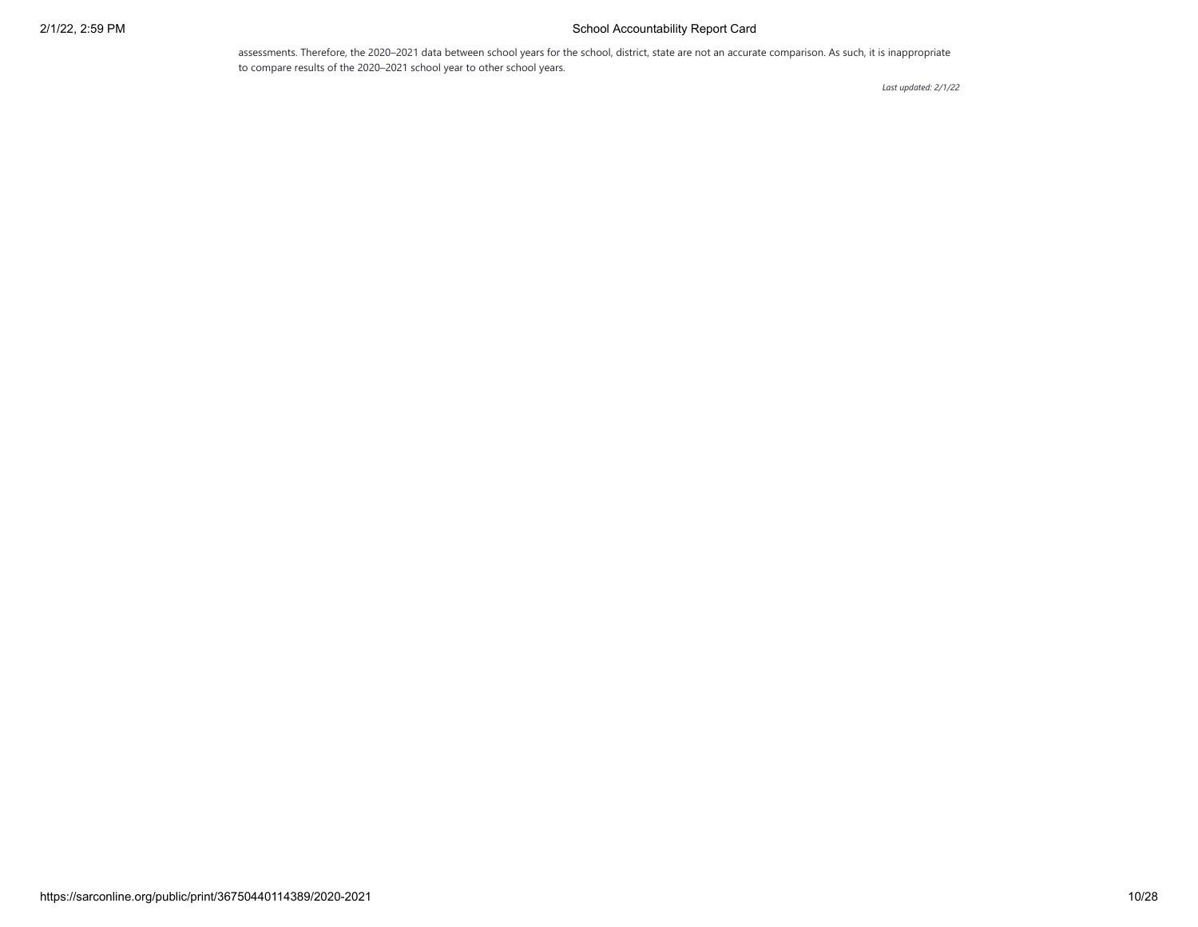assessments. Therefore, the 2020–2021 data between school years for the school, district, state are not an accurate comparison. As such, it is inappropriate to compare results of the 2020–2021 school year to other school years.

*Last updated: 2/1/22*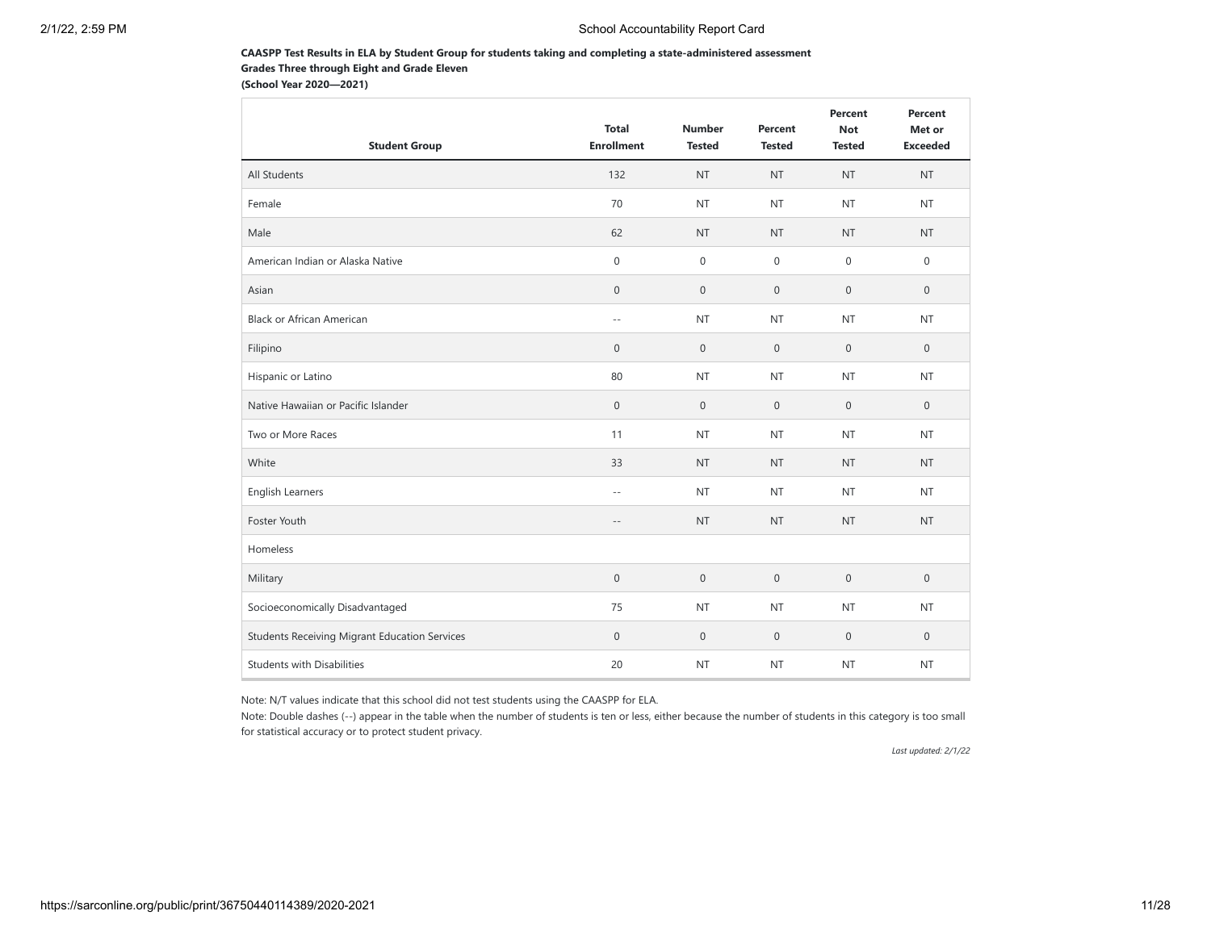**CAASPP Test Results in ELA by Student Group for students taking and completing a state-administered assessment**
**Grades Three through Eight and Grade Eleven**
**(School Year 2020—2021)**

| Student Group | Total Enrollment | Number Tested | Percent Tested | Percent Not Tested | Percent Met or Exceeded |
|---|---|---|---|---|---|
| All Students | 132 | NT | NT | NT | NT |
| Female | 70 | NT | NT | NT | NT |
| Male | 62 | NT | NT | NT | NT |
| American Indian or Alaska Native | 0 | 0 | 0 | 0 | 0 |
| Asian | 0 | 0 | 0 | 0 | 0 |
| Black or African American | -- | NT | NT | NT | NT |
| Filipino | 0 | 0 | 0 | 0 | 0 |
| Hispanic or Latino | 80 | NT | NT | NT | NT |
| Native Hawaiian or Pacific Islander | 0 | 0 | 0 | 0 | 0 |
| Two or More Races | 11 | NT | NT | NT | NT |
| White | 33 | NT | NT | NT | NT |
| English Learners | -- | NT | NT | NT | NT |
| Foster Youth | -- | NT | NT | NT | NT |
| Homeless | | | | | |
| Military | 0 | 0 | 0 | 0 | 0 |
| Socioeconomically Disadvantaged | 75 | NT | NT | NT | NT |
| Students Receiving Migrant Education Services | 0 | 0 | 0 | 0 | 0 |
| Students with Disabilities | 20 | NT | NT | NT | NT |

Note: N/T values indicate that this school did not test students using the CAASPP for ELA.

Note: Double dashes (--) appear in the table when the number of students is ten or less, either because the number of students in this category is too small for statistical accuracy or to protect student privacy.

*Last updated: 2/1/22*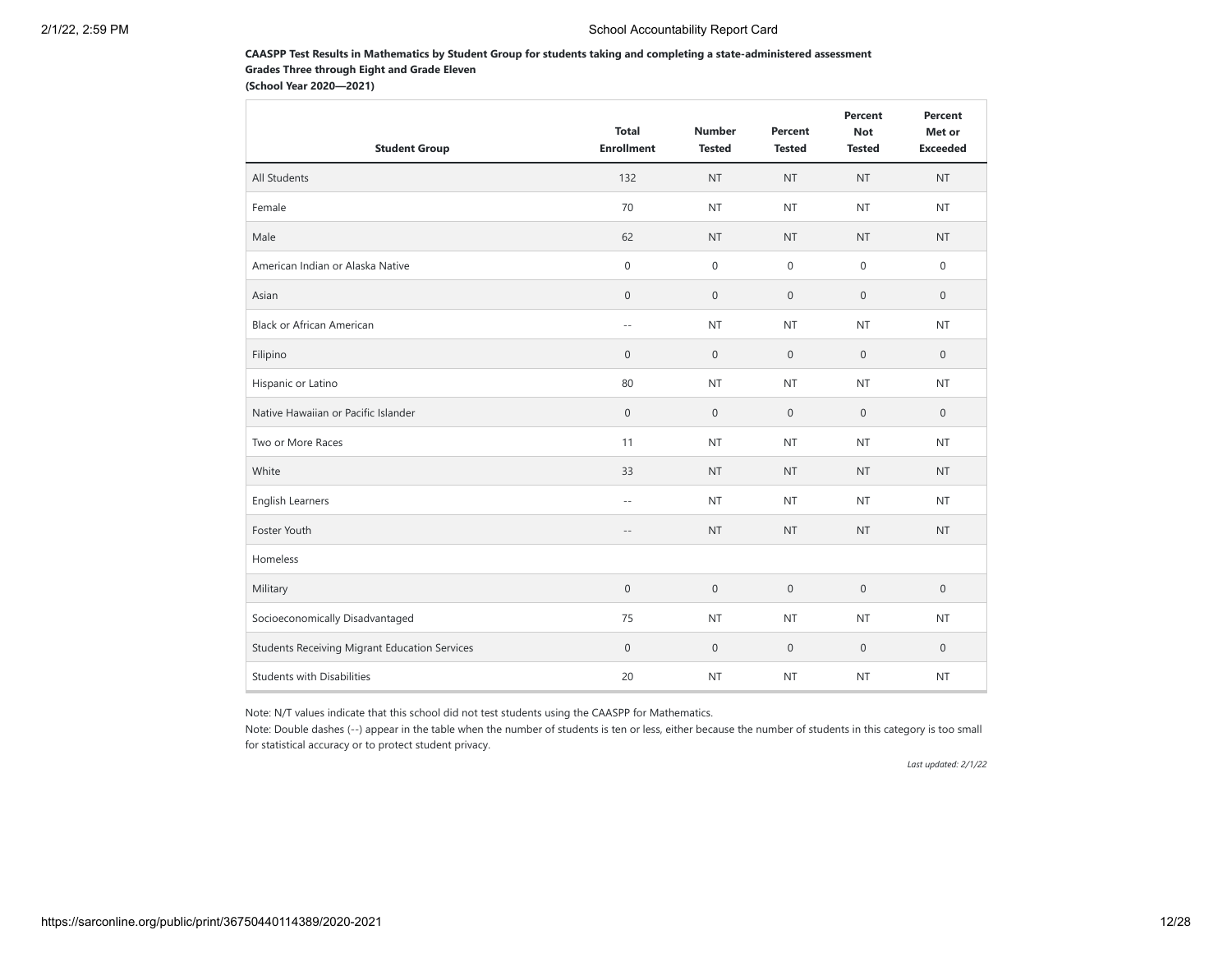**CAASPP Test Results in Mathematics by Student Group for students taking and completing a state-administered assessment**
**Grades Three through Eight and Grade Eleven**
**(School Year 2020—2021)**

| Student Group | Total Enrollment | Number Tested | Percent Tested | Percent Not Tested | Percent Met or Exceeded |
|---|---|---|---|---|---|
| All Students | 132 | NT | NT | NT | NT |
| Female | 70 | NT | NT | NT | NT |
| Male | 62 | NT | NT | NT | NT |
| American Indian or Alaska Native | 0 | 0 | 0 | 0 | 0 |
| Asian | 0 | 0 | 0 | 0 | 0 |
| Black or African American | -- | NT | NT | NT | NT |
| Filipino | 0 | 0 | 0 | 0 | 0 |
| Hispanic or Latino | 80 | NT | NT | NT | NT |
| Native Hawaiian or Pacific Islander | 0 | 0 | 0 | 0 | 0 |
| Two or More Races | 11 | NT | NT | NT | NT |
| White | 33 | NT | NT | NT | NT |
| English Learners | -- | NT | NT | NT | NT |
| Foster Youth | -- | NT | NT | NT | NT |
| Homeless | | | | | |
| Military | 0 | 0 | 0 | 0 | 0 |
| Socioeconomically Disadvantaged | 75 | NT | NT | NT | NT |
| Students Receiving Migrant Education Services | 0 | 0 | 0 | 0 | 0 |
| Students with Disabilities | 20 | NT | NT | NT | NT |

Note: N/T values indicate that this school did not test students using the CAASPP for Mathematics.

Note: Double dashes (--) appear in the table when the number of students is ten or less, either because the number of students in this category is too small for statistical accuracy or to protect student privacy.

*Last updated: 2/1/22*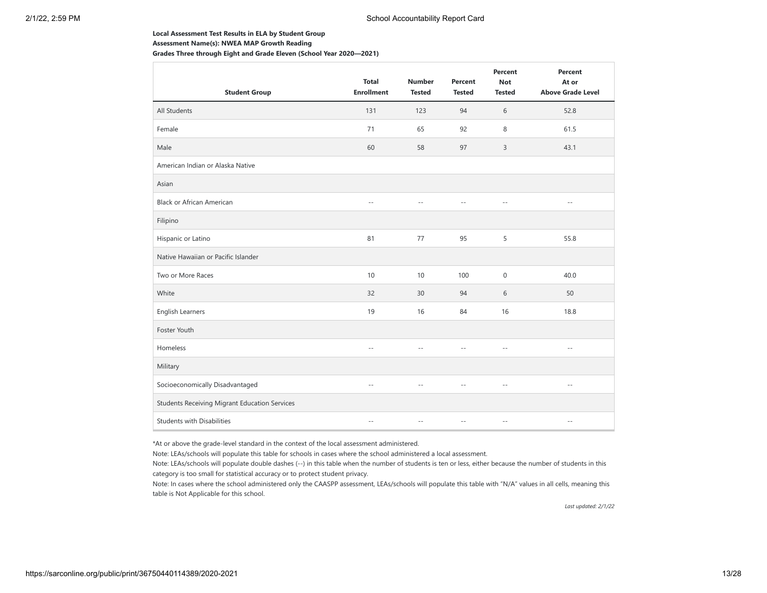**Local Assessment Test Results in ELA by Student Group**

**Assessment Name(s): NWEA MAP Growth Reading**

**Grades Three through Eight and Grade Eleven (School Year 2020—2021)**

| Student Group | Total Enrollment | Number Tested | Percent Tested | Percent Not Tested | Percent At or Above Grade Level |
|---|---|---|---|---|---|
| All Students | 131 | 123 | 94 | 6 | 52.8 |
| Female | 71 | 65 | 92 | 8 | 61.5 |
| Male | 60 | 58 | 97 | 3 | 43.1 |
| American Indian or Alaska Native | | | | | |
| Asian | | | | | |
| Black or African American | -- | -- | -- | -- | -- |
| Filipino | | | | | |
| Hispanic or Latino | 81 | 77 | 95 | 5 | 55.8 |
| Native Hawaiian or Pacific Islander | | | | | |
| Two or More Races | 10 | 10 | 100 | 0 | 40.0 |
| White | 32 | 30 | 94 | 6 | 50 |
| English Learners | 19 | 16 | 84 | 16 | 18.8 |
| Foster Youth | | | | | |
| Homeless | -- | -- | -- | -- | -- |
| Military | | | | | |
| Socioeconomically Disadvantaged | -- | -- | -- | -- | -- |
| Students Receiving Migrant Education Services | | | | | |
| Students with Disabilities | -- | -- | -- | -- | -- |

*At or above the grade-level standard in the context of the local assessment administered.

Note: LEAs/schools will populate this table for schools in cases where the school administered a local assessment.

Note: LEAs/schools will populate double dashes (--) in this table when the number of students is ten or less, either because the number of students in this category is too small for statistical accuracy or to protect student privacy.

Note: In cases where the school administered only the CAASPP assessment, LEAs/schools will populate this table with "N/A" values in all cells, meaning this table is Not Applicable for this school.

*Last updated: 2/1/22*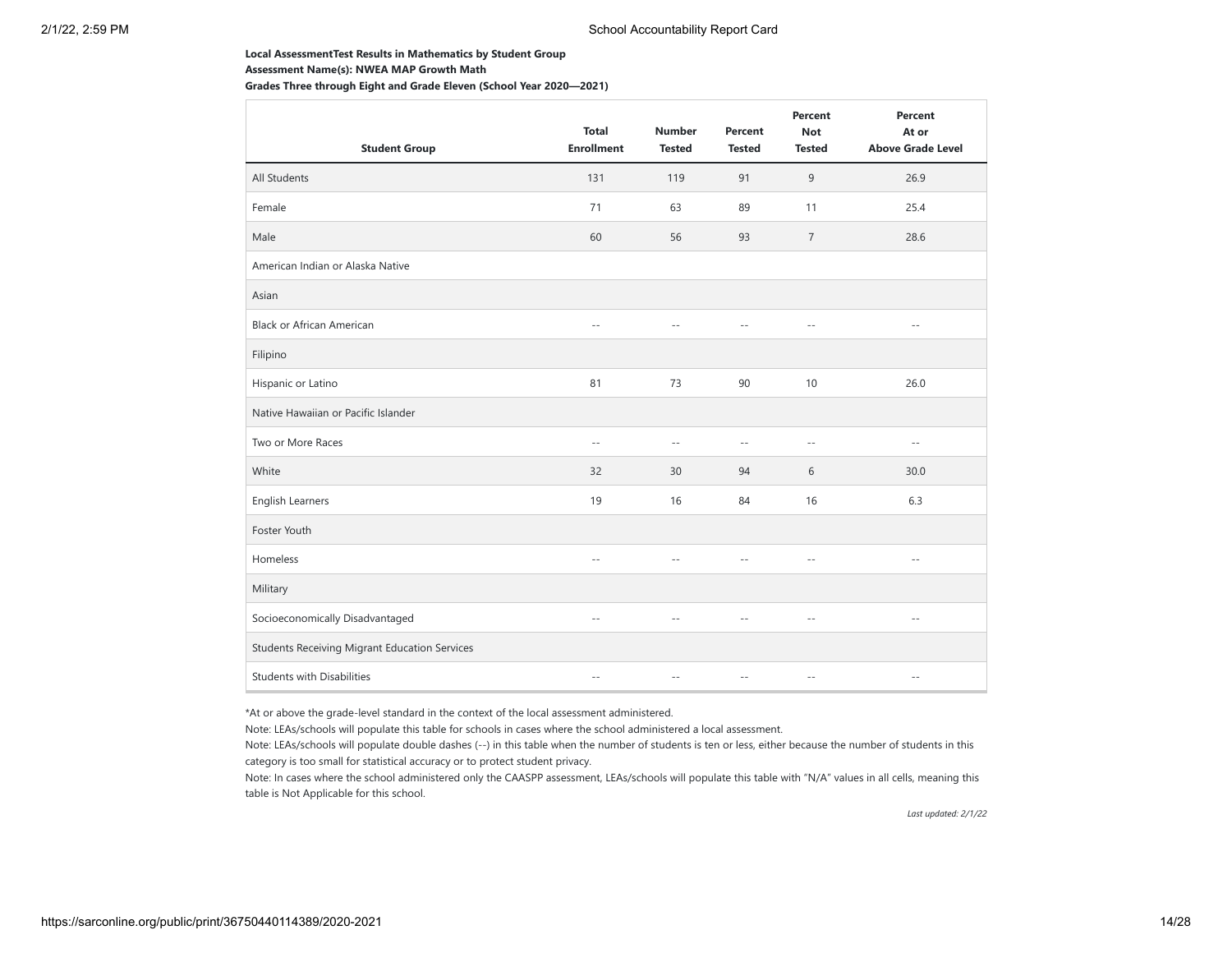**Local AssessmentTest Results in Mathematics by Student Group**
**Assessment Name(s): NWEA MAP Growth Math**
**Grades Three through Eight and Grade Eleven (School Year 2020—2021)**

| Student Group | Total Enrollment | Number Tested | Percent Tested | Percent Not Tested | Percent At or Above Grade Level |
|---|---|---|---|---|---|
| All Students | 131 | 119 | 91 | 9 | 26.9 |
| Female | 71 | 63 | 89 | 11 | 25.4 |
| Male | 60 | 56 | 93 | 7 | 28.6 |
| American Indian or Alaska Native | | | | | |
| Asian | | | | | |
| Black or African American | -- | -- | -- | -- | -- |
| Filipino | | | | | |
| Hispanic or Latino | 81 | 73 | 90 | 10 | 26.0 |
| Native Hawaiian or Pacific Islander | | | | | |
| Two or More Races | -- | -- | -- | -- | -- |
| White | 32 | 30 | 94 | 6 | 30.0 |
| English Learners | 19 | 16 | 84 | 16 | 6.3 |
| Foster Youth | | | | | |
| Homeless | -- | -- | -- | -- | -- |
| Military | | | | | |
| Socioeconomically Disadvantaged | -- | -- | -- | -- | -- |
| Students Receiving Migrant Education Services | | | | | |
| Students with Disabilities | -- | -- | -- | -- | -- |

*At or above the grade-level standard in the context of the local assessment administered.

Note: LEAs/schools will populate this table for schools in cases where the school administered a local assessment.

Note: LEAs/schools will populate double dashes (--) in this table when the number of students is ten or less, either because the number of students in this category is too small for statistical accuracy or to protect student privacy.

Note: In cases where the school administered only the CAASPP assessment, LEAs/schools will populate this table with "N/A" values in all cells, meaning this table is Not Applicable for this school.

*Last updated: 2/1/22*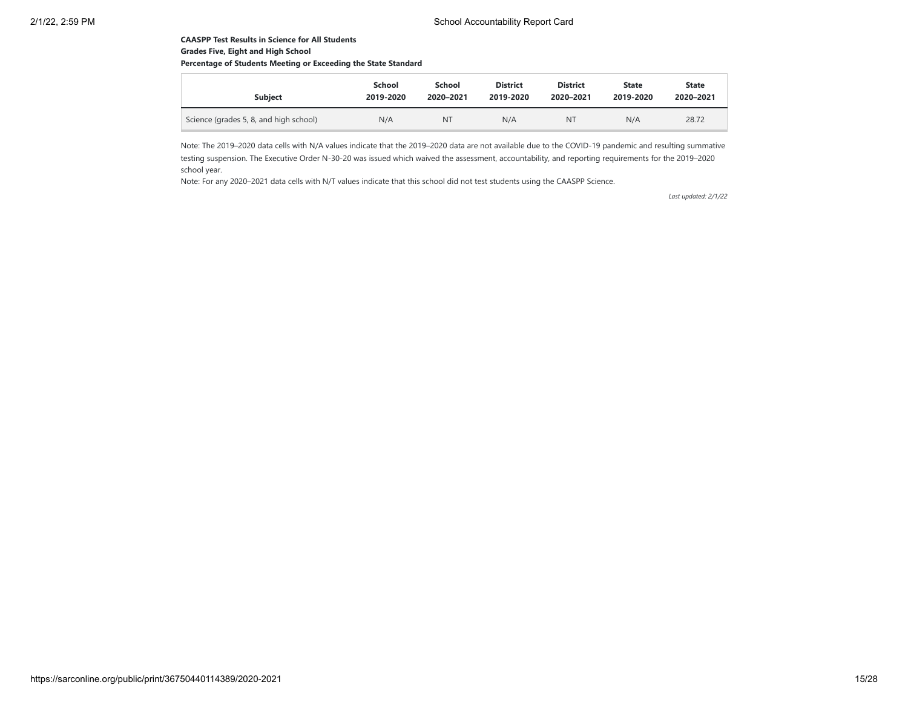**CAASPP Test Results in Science for All Students**

**Grades Five, Eight and High School**

**Percentage of Students Meeting or Exceeding the State Standard**

| Subject | School 2019-2020 | School 2020–2021 | District 2019-2020 | District 2020–2021 | State 2019-2020 | State 2020–2021 |
|---|---|---|---|---|---|---|
| Science (grades 5, 8, and high school) | N/A | NT | N/A | NT | N/A | 28.72 |

Note: The 2019–2020 data cells with N/A values indicate that the 2019–2020 data are not available due to the COVID-19 pandemic and resulting summative testing suspension. The Executive Order N-30-20 was issued which waived the assessment, accountability, and reporting requirements for the 2019–2020 school year.

Note: For any 2020–2021 data cells with N/T values indicate that this school did not test students using the CAASPP Science.

*Last updated: 2/1/22*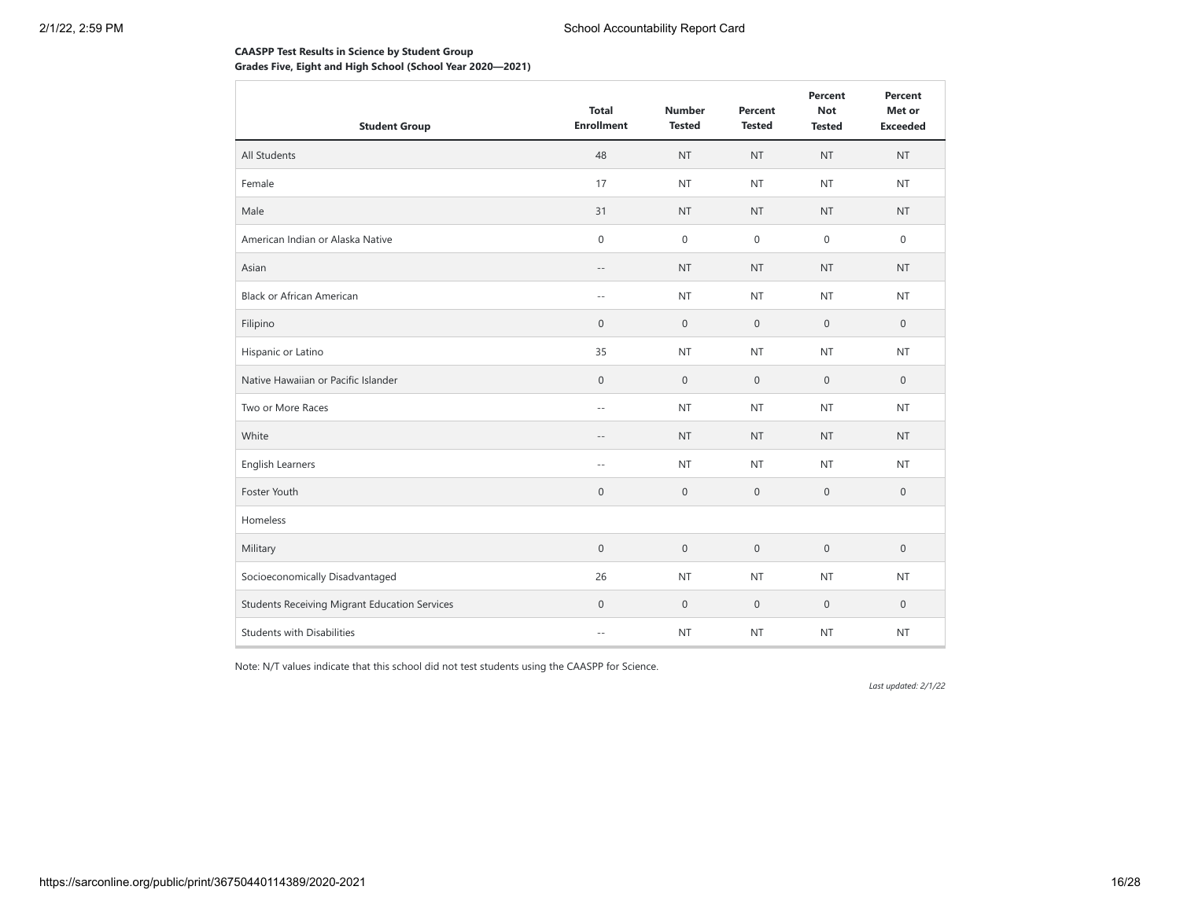**CAASPP Test Results in Science by Student Group**
**Grades Five, Eight and High School (School Year 2020—2021)**

| Student Group | Total Enrollment | Number Tested | Percent Tested | Percent Not Tested | Percent Met or Exceeded |
|---|---|---|---|---|---|
| All Students | 48 | NT | NT | NT | NT |
| Female | 17 | NT | NT | NT | NT |
| Male | 31 | NT | NT | NT | NT |
| American Indian or Alaska Native | 0 | 0 | 0 | 0 | 0 |
| Asian | -- | NT | NT | NT | NT |
| Black or African American | -- | NT | NT | NT | NT |
| Filipino | 0 | 0 | 0 | 0 | 0 |
| Hispanic or Latino | 35 | NT | NT | NT | NT |
| Native Hawaiian or Pacific Islander | 0 | 0 | 0 | 0 | 0 |
| Two or More Races | -- | NT | NT | NT | NT |
| White | -- | NT | NT | NT | NT |
| English Learners | -- | NT | NT | NT | NT |
| Foster Youth | 0 | 0 | 0 | 0 | 0 |
| Homeless | | | | | |
| Military | 0 | 0 | 0 | 0 | 0 |
| Socioeconomically Disadvantaged | 26 | NT | NT | NT | NT |
| Students Receiving Migrant Education Services | 0 | 0 | 0 | 0 | 0 |
| Students with Disabilities | -- | NT | NT | NT | NT |

Note: N/T values indicate that this school did not test students using the CAASPP for Science.

*Last updated: 2/1/22*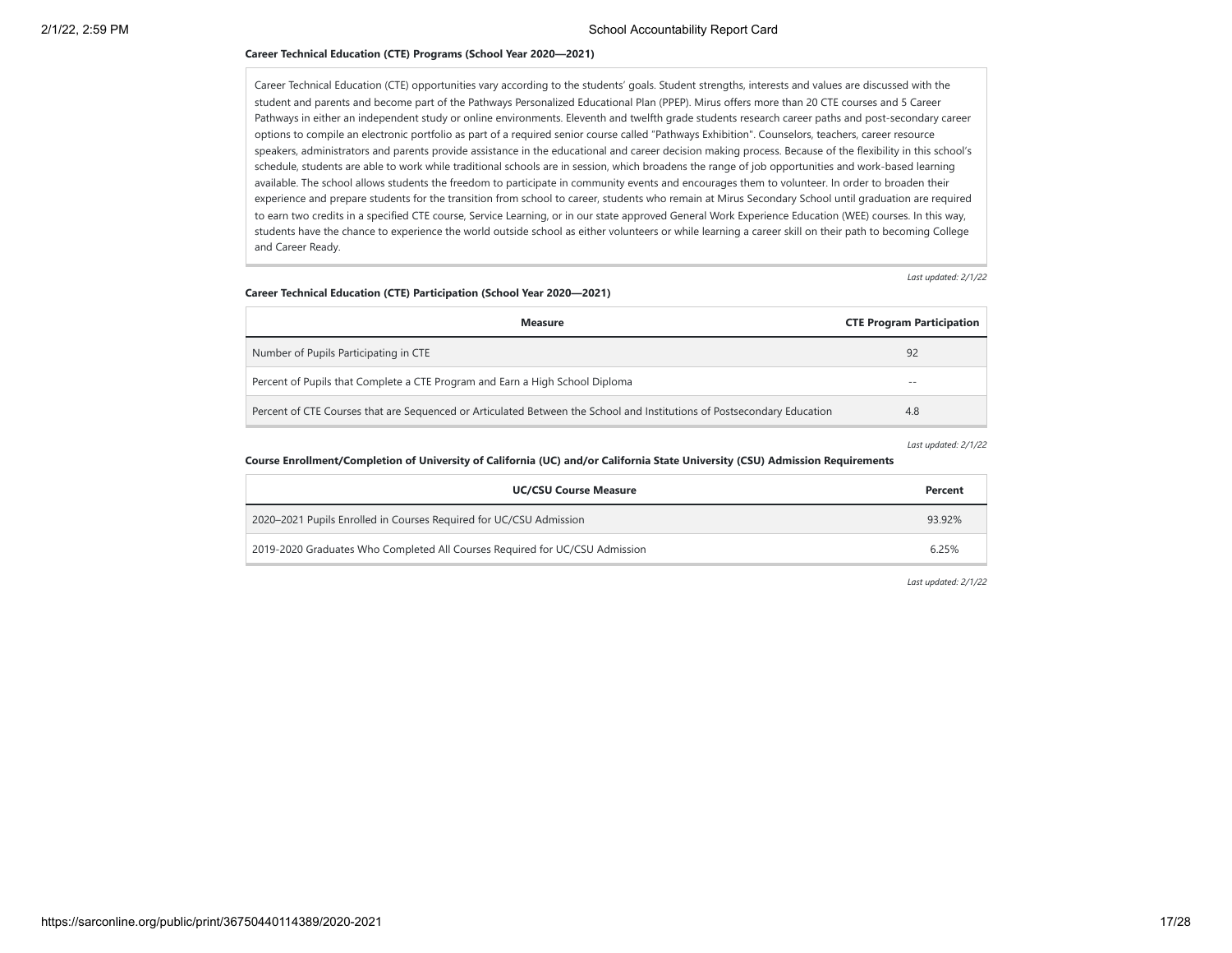**Career Technical Education (CTE) Programs (School Year 2020—2021)**

Career Technical Education (CTE) opportunities vary according to the students' goals. Student strengths, interests and values are discussed with the student and parents and become part of the Pathways Personalized Educational Plan (PPEP). Mirus offers more than 20 CTE courses and 5 Career Pathways in either an independent study or online environments. Eleventh and twelfth grade students research career paths and post-secondary career options to compile an electronic portfolio as part of a required senior course called "Pathways Exhibition". Counselors, teachers, career resource speakers, administrators and parents provide assistance in the educational and career decision making process. Because of the flexibility in this school's schedule, students are able to work while traditional schools are in session, which broadens the range of job opportunities and work-based learning available. The school allows students the freedom to participate in community events and encourages them to volunteer. In order to broaden their experience and prepare students for the transition from school to career, students who remain at Mirus Secondary School until graduation are required to earn two credits in a specified CTE course, Service Learning, or in our state approved General Work Experience Education (WEE) courses. In this way, students have the chance to experience the world outside school as either volunteers or while learning a career skill on their path to becoming College and Career Ready.

*Last updated: 2/1/22*

**Career Technical Education (CTE) Participation (School Year 2020—2021)**

| Measure | CTE Program Participation |
|---|---|
| Number of Pupils Participating in CTE | 92 |
| Percent of Pupils that Complete a CTE Program and Earn a High School Diploma | -- |
| Percent of CTE Courses that are Sequenced or Articulated Between the School and Institutions of Postsecondary Education | 4.8 |

*Last updated: 2/1/22*

**Course Enrollment/Completion of University of California (UC) and/or California State University (CSU) Admission Requirements**

| UC/CSU Course Measure | Percent |
|---|---|
| 2020–2021 Pupils Enrolled in Courses Required for UC/CSU Admission | 93.92% |
| 2019-2020 Graduates Who Completed All Courses Required for UC/CSU Admission | 6.25% |

*Last updated: 2/1/22*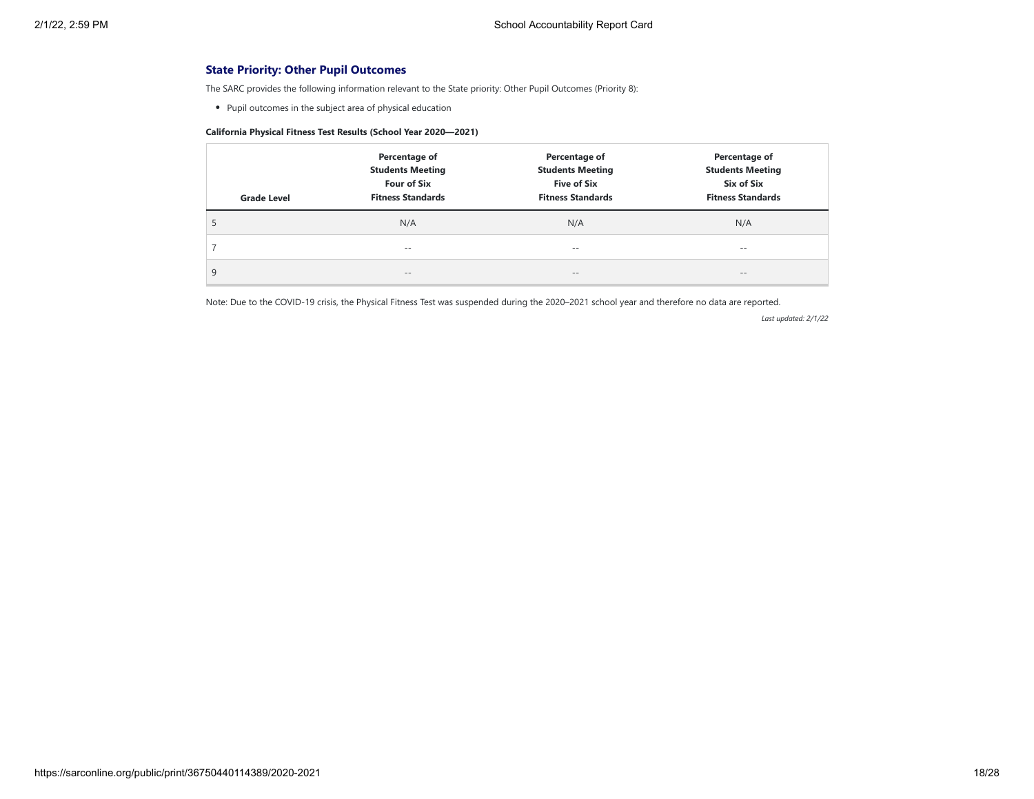## State Priority: Other Pupil Outcomes

The SARC provides the following information relevant to the State priority: Other Pupil Outcomes (Priority 8):

- Pupil outcomes in the subject area of physical education

**California Physical Fitness Test Results (School Year 2020—2021)**

| Grade Level | Percentage of Students Meeting Four of Six Fitness Standards | Percentage of Students Meeting Five of Six Fitness Standards | Percentage of Students Meeting Six of Six Fitness Standards |
|---|---|---|---|
| 5 | N/A | N/A | N/A |
| 7 | -- | -- | -- |
| 9 | -- | -- | -- |

Note: Due to the COVID-19 crisis, the Physical Fitness Test was suspended during the 2020–2021 school year and therefore no data are reported.

*Last updated: 2/1/22*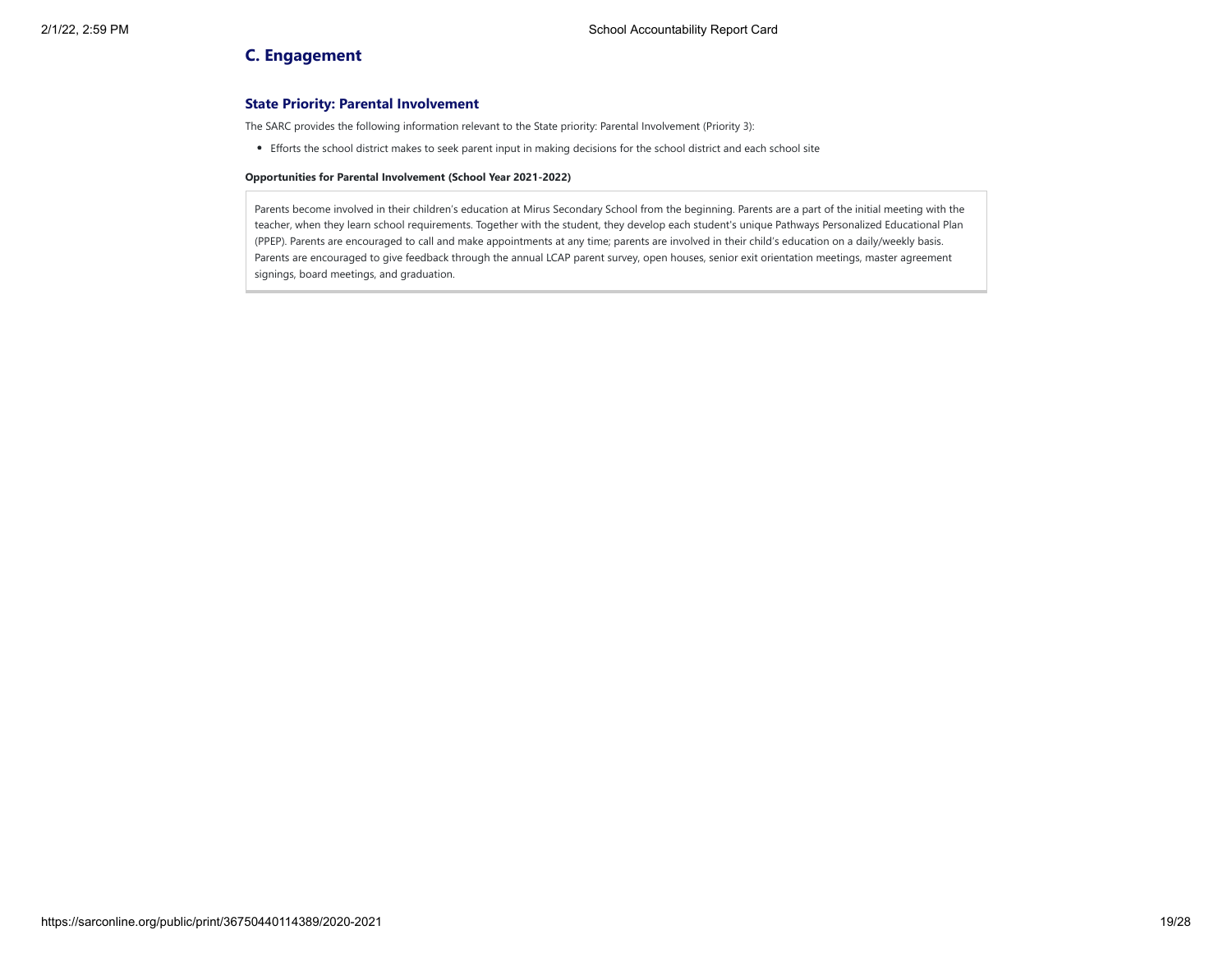## C. Engagement

### State Priority: Parental Involvement

The SARC provides the following information relevant to the State priority: Parental Involvement (Priority 3):

- Efforts the school district makes to seek parent input in making decisions for the school district and each school site

**Opportunities for Parental Involvement (School Year 2021-2022)**

Parents become involved in their children's education at Mirus Secondary School from the beginning. Parents are a part of the initial meeting with the teacher, when they learn school requirements. Together with the student, they develop each student's unique Pathways Personalized Educational Plan (PPEP). Parents are encouraged to call and make appointments at any time; parents are involved in their child's education on a daily/weekly basis. Parents are encouraged to give feedback through the annual LCAP parent survey, open houses, senior exit orientation meetings, master agreement signings, board meetings, and graduation.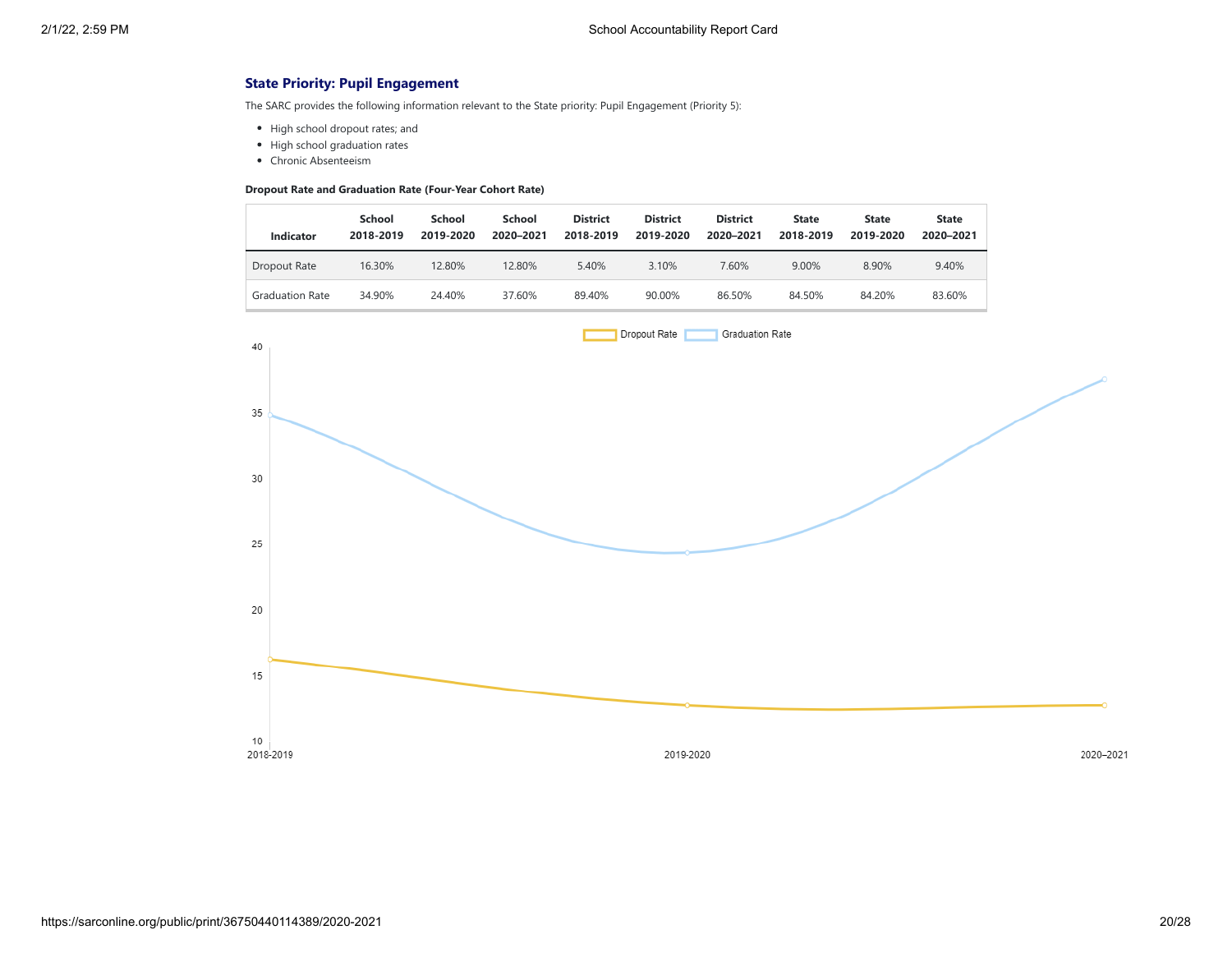### State Priority: Pupil Engagement

The SARC provides the following information relevant to the State priority: Pupil Engagement (Priority 5):

- High school dropout rates; and
- High school graduation rates
- Chronic Absenteeism

**Dropout Rate and Graduation Rate (Four-Year Cohort Rate)**

| Indicator | School 2018-2019 | School 2019-2020 | School 2020–2021 | District 2018-2019 | District 2019-2020 | District 2020–2021 | State 2018-2019 | State 2019-2020 | State 2020–2021 |
|---|---|---|---|---|---|---|---|---|---|
| Dropout Rate | 16.30% | 12.80% | 12.80% | 5.40% | 3.10% | 7.60% | 9.00% | 8.90% | 9.40% |
| Graduation Rate | 34.90% | 24.40% | 37.60% | 89.40% | 90.00% | 86.50% | 84.50% | 84.20% | 83.60% |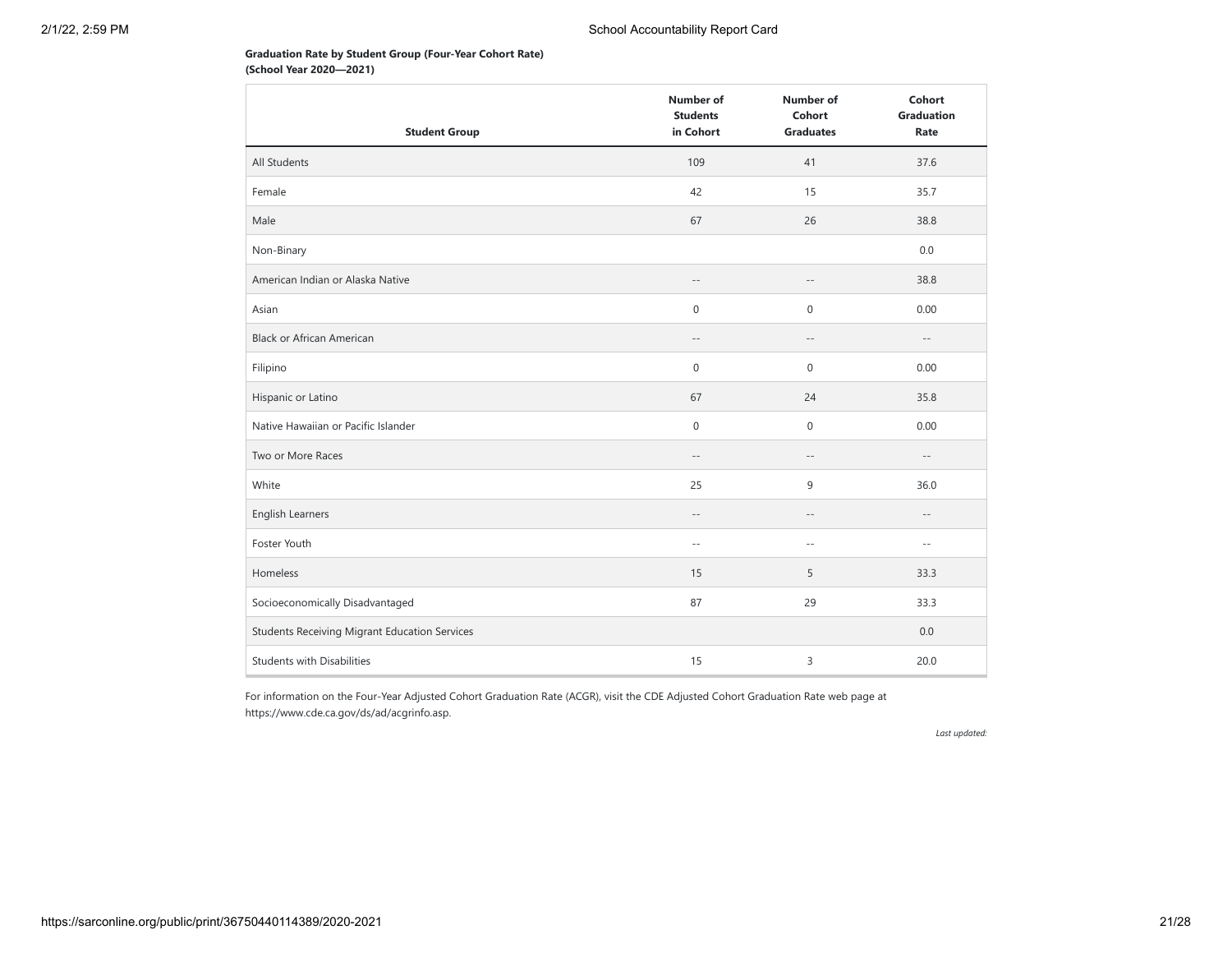**Graduation Rate by Student Group (Four-Year Cohort Rate)**
**(School Year 2020—2021)**

| Student Group | Number of Students in Cohort | Number of Cohort Graduates | Cohort Graduation Rate |
|---|---|---|---|
| All Students | 109 | 41 | 37.6 |
| Female | 42 | 15 | 35.7 |
| Male | 67 | 26 | 38.8 |
| Non-Binary | | | 0.0 |
| American Indian or Alaska Native | -- | -- | 38.8 |
| Asian | 0 | 0 | 0.00 |
| Black or African American | -- | -- | -- |
| Filipino | 0 | 0 | 0.00 |
| Hispanic or Latino | 67 | 24 | 35.8 |
| Native Hawaiian or Pacific Islander | 0 | 0 | 0.00 |
| Two or More Races | -- | -- | -- |
| White | 25 | 9 | 36.0 |
| English Learners | -- | -- | -- |
| Foster Youth | -- | -- | -- |
| Homeless | 15 | 5 | 33.3 |
| Socioeconomically Disadvantaged | 87 | 29 | 33.3 |
| Students Receiving Migrant Education Services | | | 0.0 |
| Students with Disabilities | 15 | 3 | 20.0 |

For information on the Four-Year Adjusted Cohort Graduation Rate (ACGR), visit the CDE Adjusted Cohort Graduation Rate web page at https://www.cde.ca.gov/ds/ad/acgrinfo.asp.

*Last updated:*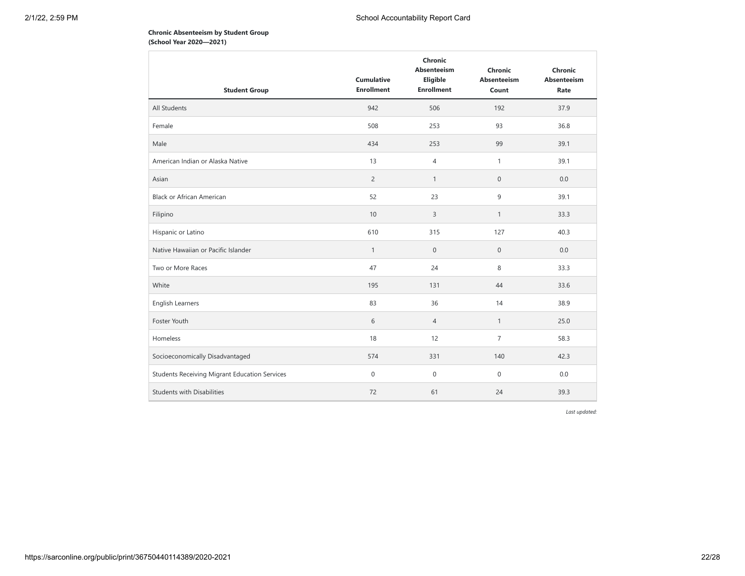**Chronic Absenteeism by Student Group**
**(School Year 2020—2021)**

| Student Group | Cumulative Enrollment | Chronic Absenteeism Eligible Enrollment | Chronic Absenteeism Count | Chronic Absenteeism Rate |
|---|---|---|---|---|
| All Students | 942 | 506 | 192 | 37.9 |
| Female | 508 | 253 | 93 | 36.8 |
| Male | 434 | 253 | 99 | 39.1 |
| American Indian or Alaska Native | 13 | 4 | 1 | 39.1 |
| Asian | 2 | 1 | 0 | 0.0 |
| Black or African American | 52 | 23 | 9 | 39.1 |
| Filipino | 10 | 3 | 1 | 33.3 |
| Hispanic or Latino | 610 | 315 | 127 | 40.3 |
| Native Hawaiian or Pacific Islander | 1 | 0 | 0 | 0.0 |
| Two or More Races | 47 | 24 | 8 | 33.3 |
| White | 195 | 131 | 44 | 33.6 |
| English Learners | 83 | 36 | 14 | 38.9 |
| Foster Youth | 6 | 4 | 1 | 25.0 |
| Homeless | 18 | 12 | 7 | 58.3 |
| Socioeconomically Disadvantaged | 574 | 331 | 140 | 42.3 |
| Students Receiving Migrant Education Services | 0 | 0 | 0 | 0.0 |
| Students with Disabilities | 72 | 61 | 24 | 39.3 |

*Last updated:*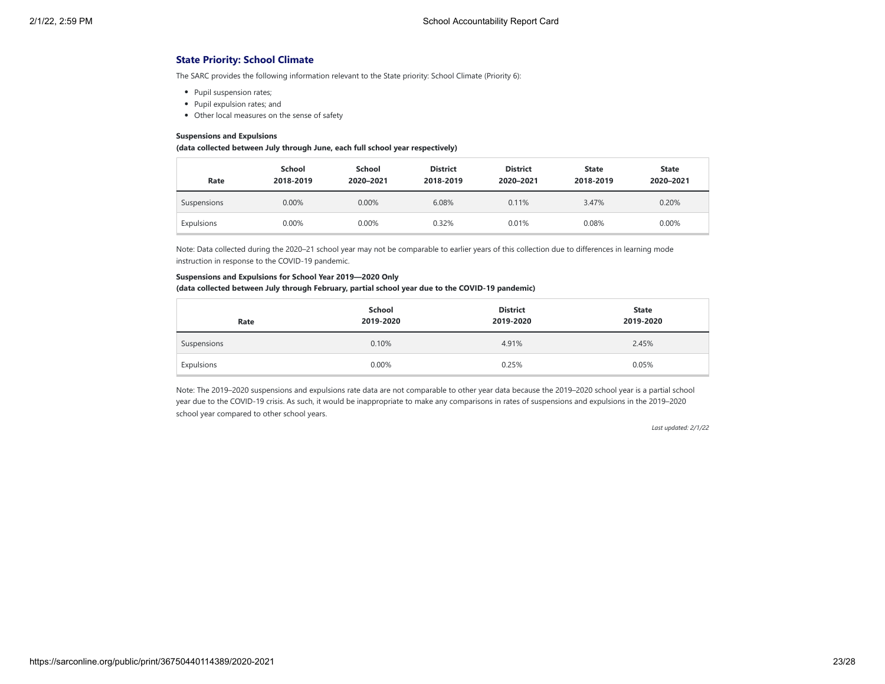## State Priority: School Climate

The SARC provides the following information relevant to the State priority: School Climate (Priority 6):

- Pupil suspension rates;
- Pupil expulsion rates; and
- Other local measures on the sense of safety

**Suspensions and Expulsions**
**(data collected between July through June, each full school year respectively)**

| Rate | School 2018-2019 | School 2020–2021 | District 2018-2019 | District 2020–2021 | State 2018-2019 | State 2020–2021 |
|---|---|---|---|---|---|---|
| Suspensions | 0.00% | 0.00% | 6.08% | 0.11% | 3.47% | 0.20% |
| Expulsions | 0.00% | 0.00% | 0.32% | 0.01% | 0.08% | 0.00% |

Note: Data collected during the 2020–21 school year may not be comparable to earlier years of this collection due to differences in learning mode instruction in response to the COVID-19 pandemic.

**Suspensions and Expulsions for School Year 2019—2020 Only**
**(data collected between July through February, partial school year due to the COVID-19 pandemic)**

| Rate | School 2019-2020 | District 2019-2020 | State 2019-2020 |
|---|---|---|---|
| Suspensions | 0.10% | 4.91% | 2.45% |
| Expulsions | 0.00% | 0.25% | 0.05% |

Note: The 2019–2020 suspensions and expulsions rate data are not comparable to other year data because the 2019–2020 school year is a partial school year due to the COVID-19 crisis. As such, it would be inappropriate to make any comparisons in rates of suspensions and expulsions in the 2019–2020 school year compared to other school years.

*Last updated: 2/1/22*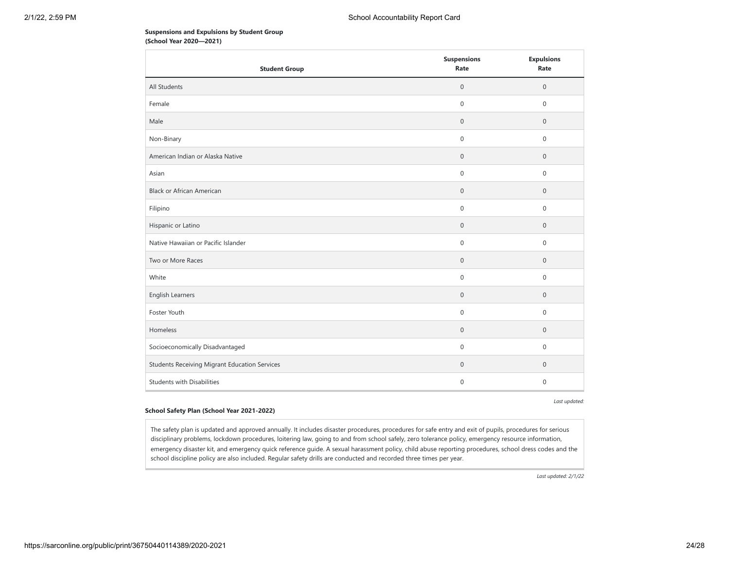**Suspensions and Expulsions by Student Group (School Year 2020—2021)**

| Student Group | Suspensions Rate | Expulsions Rate |
|---|---|---|
| All Students | 0 | 0 |
| Female | 0 | 0 |
| Male | 0 | 0 |
| Non-Binary | 0 | 0 |
| American Indian or Alaska Native | 0 | 0 |
| Asian | 0 | 0 |
| Black or African American | 0 | 0 |
| Filipino | 0 | 0 |
| Hispanic or Latino | 0 | 0 |
| Native Hawaiian or Pacific Islander | 0 | 0 |
| Two or More Races | 0 | 0 |
| White | 0 | 0 |
| English Learners | 0 | 0 |
| Foster Youth | 0 | 0 |
| Homeless | 0 | 0 |
| Socioeconomically Disadvantaged | 0 | 0 |
| Students Receiving Migrant Education Services | 0 | 0 |
| Students with Disabilities | 0 | 0 |

*Last updated:*

**School Safety Plan (School Year 2021-2022)**

The safety plan is updated and approved annually. It includes disaster procedures, procedures for safe entry and exit of pupils, procedures for serious disciplinary problems, lockdown procedures, loitering law, going to and from school safely, zero tolerance policy, emergency resource information, emergency disaster kit, and emergency quick reference guide. A sexual harassment policy, child abuse reporting procedures, school dress codes and the school discipline policy are also included. Regular safety drills are conducted and recorded three times per year.

*Last updated: 2/1/22*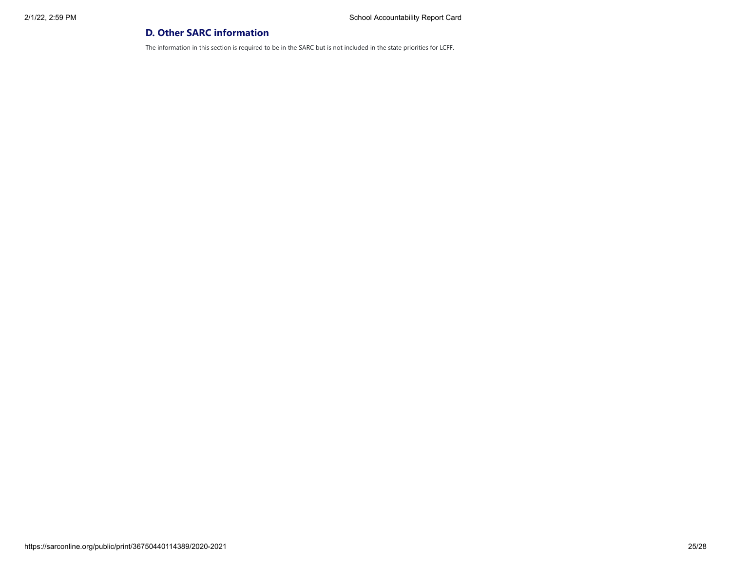## D. Other SARC information

The information in this section is required to be in the SARC but is not included in the state priorities for LCFF.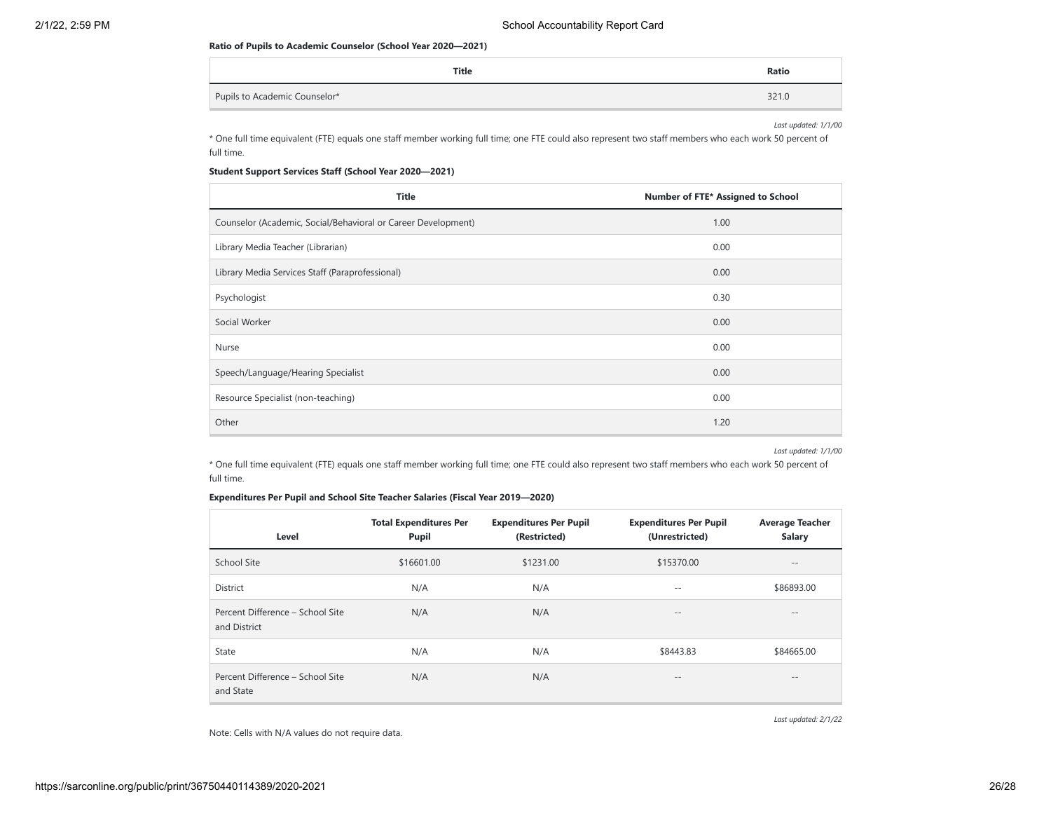**Ratio of Pupils to Academic Counselor (School Year 2020—2021)**

| Title | Ratio |
| --- | --- |
| Pupils to Academic Counselor* | 321.0 |

*Last updated: 1/1/00*

* One full time equivalent (FTE) equals one staff member working full time; one FTE could also represent two staff members who each work 50 percent of full time.

**Student Support Services Staff (School Year 2020—2021)**

| Title | Number of FTE* Assigned to School |
| --- | --- |
| Counselor (Academic, Social/Behavioral or Career Development) | 1.00 |
| Library Media Teacher (Librarian) | 0.00 |
| Library Media Services Staff (Paraprofessional) | 0.00 |
| Psychologist | 0.30 |
| Social Worker | 0.00 |
| Nurse | 0.00 |
| Speech/Language/Hearing Specialist | 0.00 |
| Resource Specialist (non-teaching) | 0.00 |
| Other | 1.20 |

*Last updated: 1/1/00*

* One full time equivalent (FTE) equals one staff member working full time; one FTE could also represent two staff members who each work 50 percent of full time.

**Expenditures Per Pupil and School Site Teacher Salaries (Fiscal Year 2019—2020)**

| Level | Total Expenditures Per Pupil | Expenditures Per Pupil (Restricted) | Expenditures Per Pupil (Unrestricted) | Average Teacher Salary |
| --- | --- | --- | --- | --- |
| School Site | $16601.00 | $1231.00 | $15370.00 | -- |
| District | N/A | N/A | -- | $86893.00 |
| Percent Difference – School Site and District | N/A | N/A | -- | -- |
| State | N/A | N/A | $8443.83 | $84665.00 |
| Percent Difference – School Site and State | N/A | N/A | -- | -- |

*Last updated: 2/1/22*

Note: Cells with N/A values do not require data.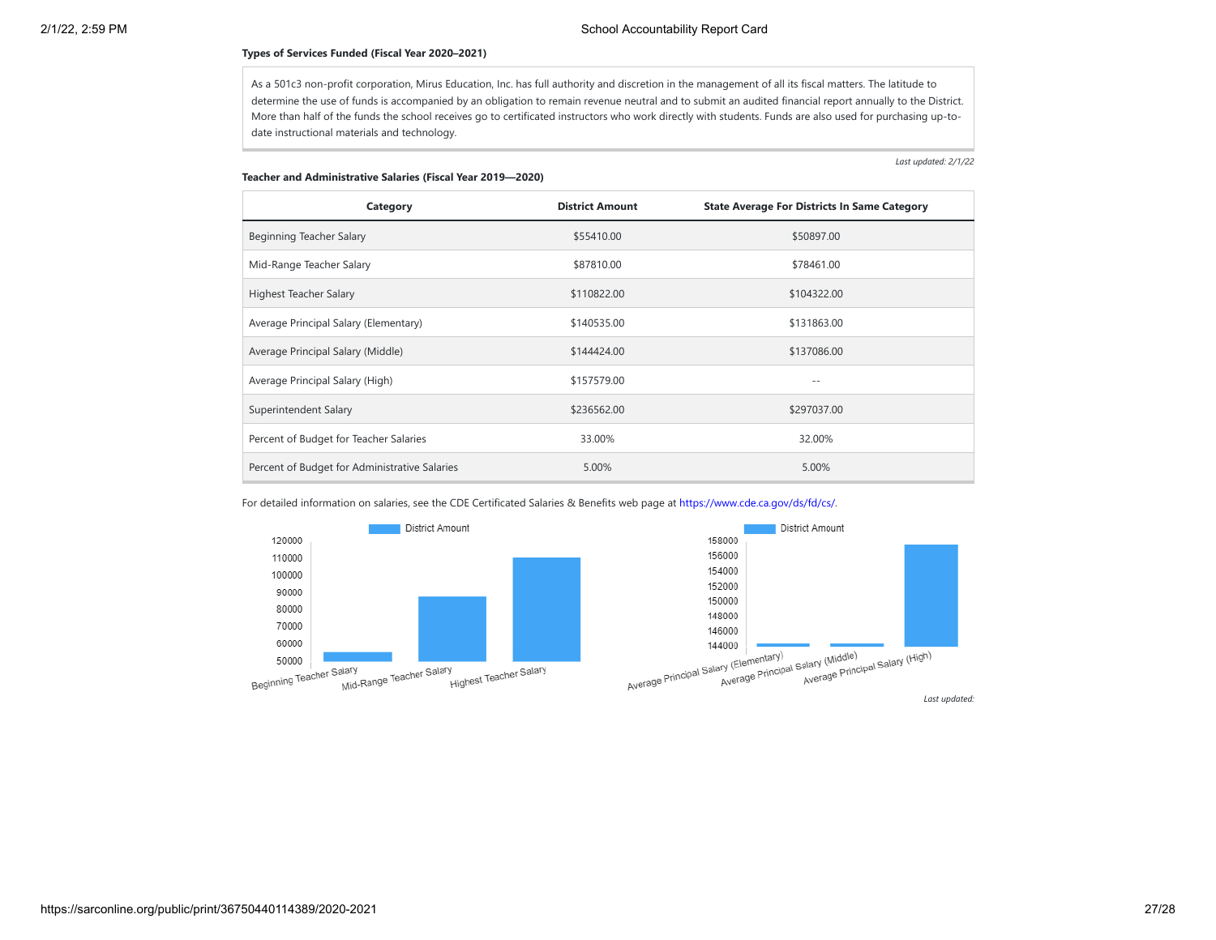**Types of Services Funded (Fiscal Year 2020–2021)**

As a 501c3 non-profit corporation, Mirus Education, Inc. has full authority and discretion in the management of all its fiscal matters. The latitude to determine the use of funds is accompanied by an obligation to remain revenue neutral and to submit an audited financial report annually to the District. More than half of the funds the school receives go to certificated instructors who work directly with students. Funds are also used for purchasing up-to-date instructional materials and technology.

*Last updated: 2/1/22*

**Teacher and Administrative Salaries (Fiscal Year 2019—2020)**

| Category | District Amount | State Average For Districts In Same Category |
|---|---|---|
| Beginning Teacher Salary | $55410.00 | $50897.00 |
| Mid-Range Teacher Salary | $87810.00 | $78461.00 |
| Highest Teacher Salary | $110822.00 | $104322.00 |
| Average Principal Salary (Elementary) | $140535.00 | $131863.00 |
| Average Principal Salary (Middle) | $144424.00 | $137086.00 |
| Average Principal Salary (High) | $157579.00 | -- |
| Superintendent Salary | $236562.00 | $297037.00 |
| Percent of Budget for Teacher Salaries | 33.00% | 32.00% |
| Percent of Budget for Administrative Salaries | 5.00% | 5.00% |

For detailed information on salaries, see the CDE Certificated Salaries & Benefits web page at https://www.cde.ca.gov/ds/fd/cs/.

*Last updated:*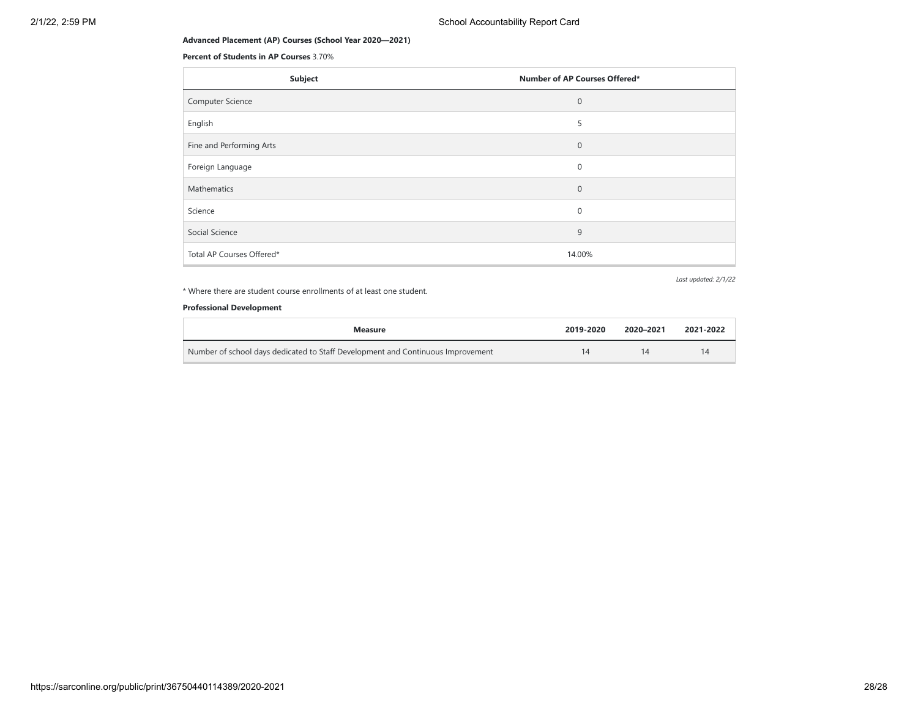**Advanced Placement (AP) Courses (School Year 2020—2021)**

**Percent of Students in AP Courses** 3.70%

| Subject | Number of AP Courses Offered* |
|---|---|
| Computer Science | 0 |
| English | 5 |
| Fine and Performing Arts | 0 |
| Foreign Language | 0 |
| Mathematics | 0 |
| Science | 0 |
| Social Science | 9 |
| Total AP Courses Offered* | 14.00% |

*Last updated: 2/1/22*

* Where there are student course enrollments of at least one student.

**Professional Development**

| Measure | 2019-2020 | 2020–2021 | 2021-2022 |
|---|---|---|---|
| Number of school days dedicated to Staff Development and Continuous Improvement | 14 | 14 | 14 |